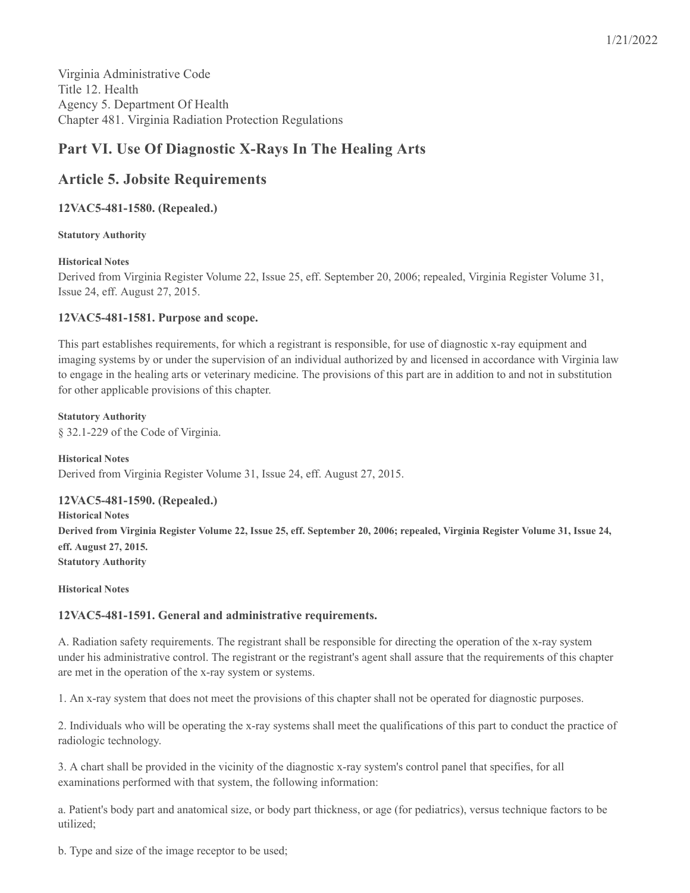Virginia Administrative Code
Title 12. Health
Agency 5. Department Of Health
Chapter 481. Virginia Radiation Protection Regulations

## Part VI. Use Of Diagnostic X-Rays In The Healing Arts

## Article 5. Jobsite Requirements

### 12VAC5-481-1580. (Repealed.)

**Statutory Authority**

**Historical Notes**

Derived from Virginia Register Volume 22, Issue 25, eff. September 20, 2006; repealed, Virginia Register Volume 31, Issue 24, eff. August 27, 2015.

### 12VAC5-481-1581. Purpose and scope.

This part establishes requirements, for which a registrant is responsible, for use of diagnostic x-ray equipment and imaging systems by or under the supervision of an individual authorized by and licensed in accordance with Virginia law to engage in the healing arts or veterinary medicine. The provisions of this part are in addition to and not in substitution for other applicable provisions of this chapter.

**Statutory Authority**

§ 32.1-229 of the Code of Virginia.

**Historical Notes**

Derived from Virginia Register Volume 31, Issue 24, eff. August 27, 2015.

### 12VAC5-481-1590. (Repealed.)

**Historical Notes**

**Derived from Virginia Register Volume 22, Issue 25, eff. September 20, 2006; repealed, Virginia Register Volume 31, Issue 24, eff. August 27, 2015.**

**Statutory Authority**

**Historical Notes**

### 12VAC5-481-1591. General and administrative requirements.

A. Radiation safety requirements. The registrant shall be responsible for directing the operation of the x-ray system under his administrative control. The registrant or the registrant's agent shall assure that the requirements of this chapter are met in the operation of the x-ray system or systems.

1. An x-ray system that does not meet the provisions of this chapter shall not be operated for diagnostic purposes.

2. Individuals who will be operating the x-ray systems shall meet the qualifications of this part to conduct the practice of radiologic technology.

3. A chart shall be provided in the vicinity of the diagnostic x-ray system's control panel that specifies, for all examinations performed with that system, the following information:

a. Patient's body part and anatomical size, or body part thickness, or age (for pediatrics), versus technique factors to be utilized;

b. Type and size of the image receptor to be used;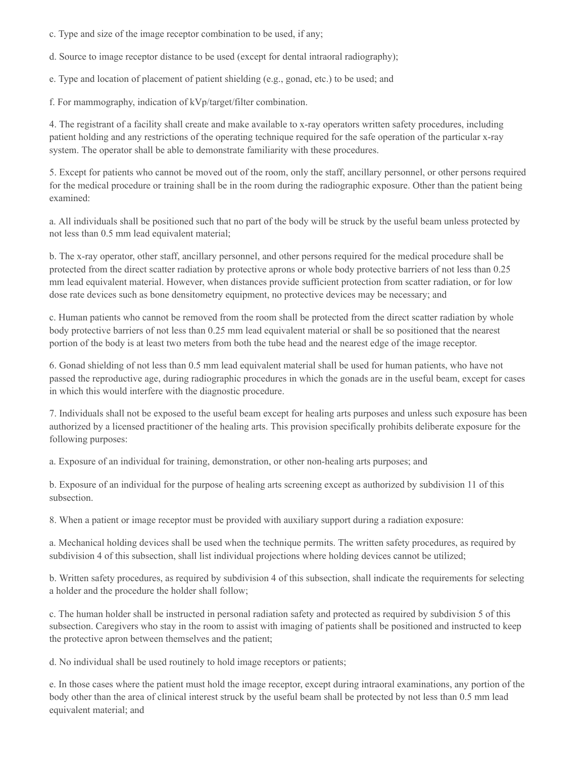c. Type and size of the image receptor combination to be used, if any;

d. Source to image receptor distance to be used (except for dental intraoral radiography);

e. Type and location of placement of patient shielding (e.g., gonad, etc.) to be used; and

f. For mammography, indication of kVp/target/filter combination.

4. The registrant of a facility shall create and make available to x-ray operators written safety procedures, including patient holding and any restrictions of the operating technique required for the safe operation of the particular x-ray system. The operator shall be able to demonstrate familiarity with these procedures.

5. Except for patients who cannot be moved out of the room, only the staff, ancillary personnel, or other persons required for the medical procedure or training shall be in the room during the radiographic exposure. Other than the patient being examined:

a. All individuals shall be positioned such that no part of the body will be struck by the useful beam unless protected by not less than 0.5 mm lead equivalent material;

b. The x-ray operator, other staff, ancillary personnel, and other persons required for the medical procedure shall be protected from the direct scatter radiation by protective aprons or whole body protective barriers of not less than 0.25 mm lead equivalent material. However, when distances provide sufficient protection from scatter radiation, or for low dose rate devices such as bone densitometry equipment, no protective devices may be necessary; and

c. Human patients who cannot be removed from the room shall be protected from the direct scatter radiation by whole body protective barriers of not less than 0.25 mm lead equivalent material or shall be so positioned that the nearest portion of the body is at least two meters from both the tube head and the nearest edge of the image receptor.

6. Gonad shielding of not less than 0.5 mm lead equivalent material shall be used for human patients, who have not passed the reproductive age, during radiographic procedures in which the gonads are in the useful beam, except for cases in which this would interfere with the diagnostic procedure.

7. Individuals shall not be exposed to the useful beam except for healing arts purposes and unless such exposure has been authorized by a licensed practitioner of the healing arts. This provision specifically prohibits deliberate exposure for the following purposes:

a. Exposure of an individual for training, demonstration, or other non-healing arts purposes; and

b. Exposure of an individual for the purpose of healing arts screening except as authorized by subdivision 11 of this subsection.

8. When a patient or image receptor must be provided with auxiliary support during a radiation exposure:

a. Mechanical holding devices shall be used when the technique permits. The written safety procedures, as required by subdivision 4 of this subsection, shall list individual projections where holding devices cannot be utilized;

b. Written safety procedures, as required by subdivision 4 of this subsection, shall indicate the requirements for selecting a holder and the procedure the holder shall follow;

c. The human holder shall be instructed in personal radiation safety and protected as required by subdivision 5 of this subsection. Caregivers who stay in the room to assist with imaging of patients shall be positioned and instructed to keep the protective apron between themselves and the patient;

d. No individual shall be used routinely to hold image receptors or patients;

e. In those cases where the patient must hold the image receptor, except during intraoral examinations, any portion of the body other than the area of clinical interest struck by the useful beam shall be protected by not less than 0.5 mm lead equivalent material; and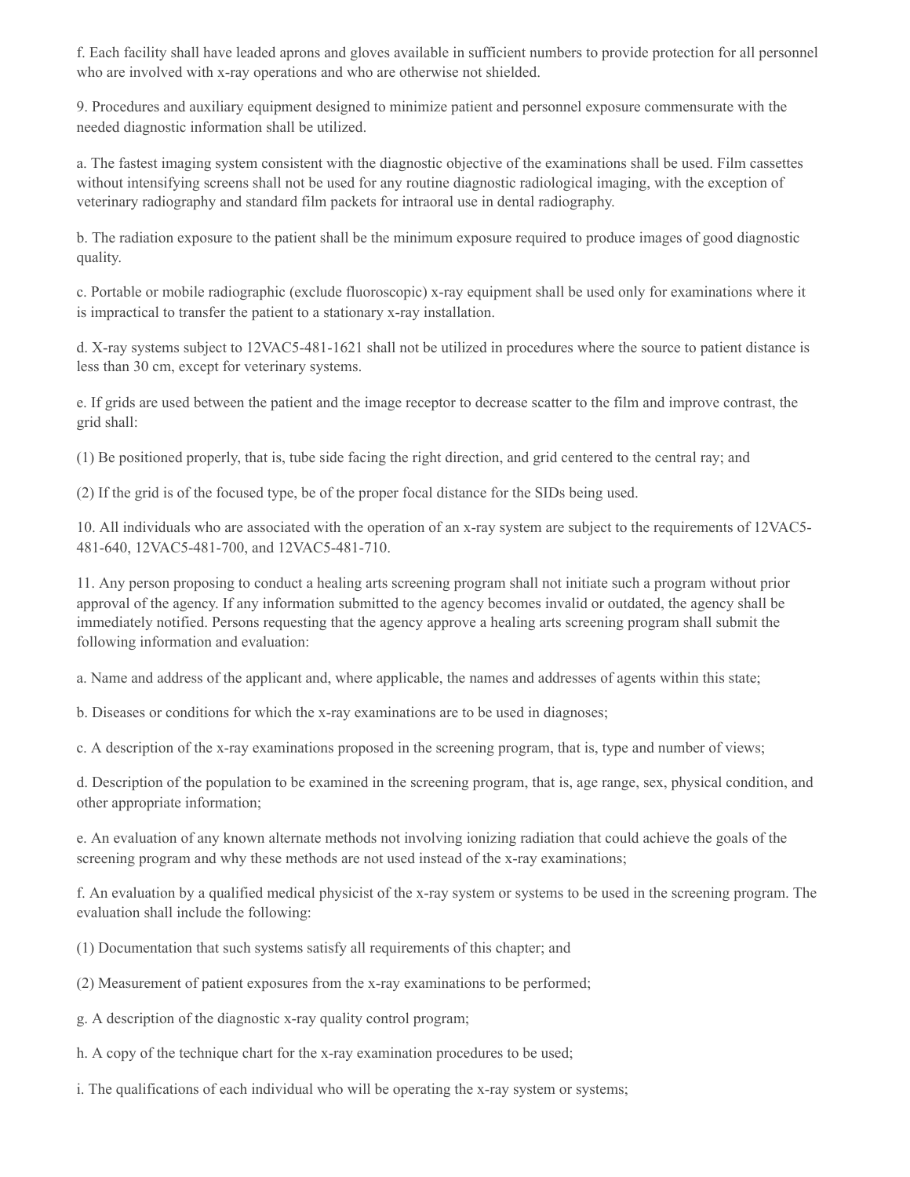f. Each facility shall have leaded aprons and gloves available in sufficient numbers to provide protection for all personnel who are involved with x-ray operations and who are otherwise not shielded.

9. Procedures and auxiliary equipment designed to minimize patient and personnel exposure commensurate with the needed diagnostic information shall be utilized.

a. The fastest imaging system consistent with the diagnostic objective of the examinations shall be used. Film cassettes without intensifying screens shall not be used for any routine diagnostic radiological imaging, with the exception of veterinary radiography and standard film packets for intraoral use in dental radiography.

b. The radiation exposure to the patient shall be the minimum exposure required to produce images of good diagnostic quality.

c. Portable or mobile radiographic (exclude fluoroscopic) x-ray equipment shall be used only for examinations where it is impractical to transfer the patient to a stationary x-ray installation.

d. X-ray systems subject to 12VAC5-481-1621 shall not be utilized in procedures where the source to patient distance is less than 30 cm, except for veterinary systems.

e. If grids are used between the patient and the image receptor to decrease scatter to the film and improve contrast, the grid shall:

(1) Be positioned properly, that is, tube side facing the right direction, and grid centered to the central ray; and

(2) If the grid is of the focused type, be of the proper focal distance for the SIDs being used.

10. All individuals who are associated with the operation of an x-ray system are subject to the requirements of 12VAC5-481-640, 12VAC5-481-700, and 12VAC5-481-710.

11. Any person proposing to conduct a healing arts screening program shall not initiate such a program without prior approval of the agency. If any information submitted to the agency becomes invalid or outdated, the agency shall be immediately notified. Persons requesting that the agency approve a healing arts screening program shall submit the following information and evaluation:

a. Name and address of the applicant and, where applicable, the names and addresses of agents within this state;

b. Diseases or conditions for which the x-ray examinations are to be used in diagnoses;

c. A description of the x-ray examinations proposed in the screening program, that is, type and number of views;

d. Description of the population to be examined in the screening program, that is, age range, sex, physical condition, and other appropriate information;

e. An evaluation of any known alternate methods not involving ionizing radiation that could achieve the goals of the screening program and why these methods are not used instead of the x-ray examinations;

f. An evaluation by a qualified medical physicist of the x-ray system or systems to be used in the screening program. The evaluation shall include the following:

(1) Documentation that such systems satisfy all requirements of this chapter; and

(2) Measurement of patient exposures from the x-ray examinations to be performed;

g. A description of the diagnostic x-ray quality control program;

h. A copy of the technique chart for the x-ray examination procedures to be used;

i. The qualifications of each individual who will be operating the x-ray system or systems;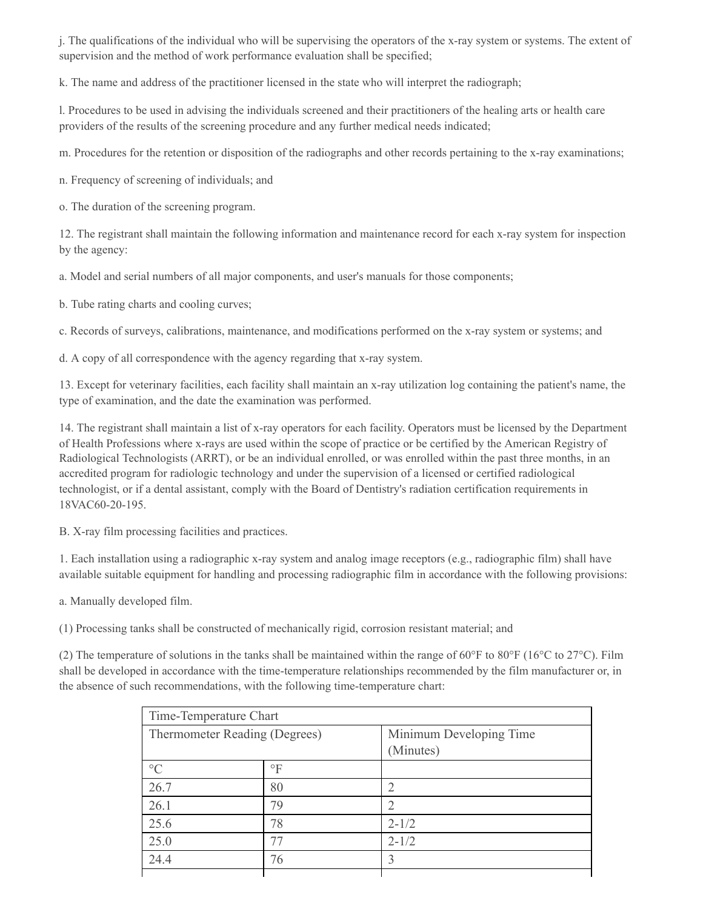j. The qualifications of the individual who will be supervising the operators of the x-ray system or systems. The extent of supervision and the method of work performance evaluation shall be specified;

k. The name and address of the practitioner licensed in the state who will interpret the radiograph;

l. Procedures to be used in advising the individuals screened and their practitioners of the healing arts or health care providers of the results of the screening procedure and any further medical needs indicated;

m. Procedures for the retention or disposition of the radiographs and other records pertaining to the x-ray examinations;

n. Frequency of screening of individuals; and

o. The duration of the screening program.

12. The registrant shall maintain the following information and maintenance record for each x-ray system for inspection by the agency:

a. Model and serial numbers of all major components, and user's manuals for those components;

b. Tube rating charts and cooling curves;

c. Records of surveys, calibrations, maintenance, and modifications performed on the x-ray system or systems; and

d. A copy of all correspondence with the agency regarding that x-ray system.

13. Except for veterinary facilities, each facility shall maintain an x-ray utilization log containing the patient's name, the type of examination, and the date the examination was performed.

14. The registrant shall maintain a list of x-ray operators for each facility. Operators must be licensed by the Department of Health Professions where x-rays are used within the scope of practice or be certified by the American Registry of Radiological Technologists (ARRT), or be an individual enrolled, or was enrolled within the past three months, in an accredited program for radiologic technology and under the supervision of a licensed or certified radiological technologist, or if a dental assistant, comply with the Board of Dentistry's radiation certification requirements in 18VAC60-20-195.

B. X-ray film processing facilities and practices.

1. Each installation using a radiographic x-ray system and analog image receptors (e.g., radiographic film) shall have available suitable equipment for handling and processing radiographic film in accordance with the following provisions:

a. Manually developed film.

(1) Processing tanks shall be constructed of mechanically rigid, corrosion resistant material; and

(2) The temperature of solutions in the tanks shall be maintained within the range of 60°F to 80°F (16°C to 27°C). Film shall be developed in accordance with the time-temperature relationships recommended by the film manufacturer or, in the absence of such recommendations, with the following time-temperature chart:

| Time-Temperature Chart | | |
|---|---|---|
| Thermometer Reading (Degrees) | | Minimum Developing Time (Minutes) |
| °C | °F | |
| 26.7 | 80 | 2 |
| 26.1 | 79 | 2 |
| 25.6 | 78 | 2-1/2 |
| 25.0 | 77 | 2-1/2 |
| 24.4 | 76 | 3 |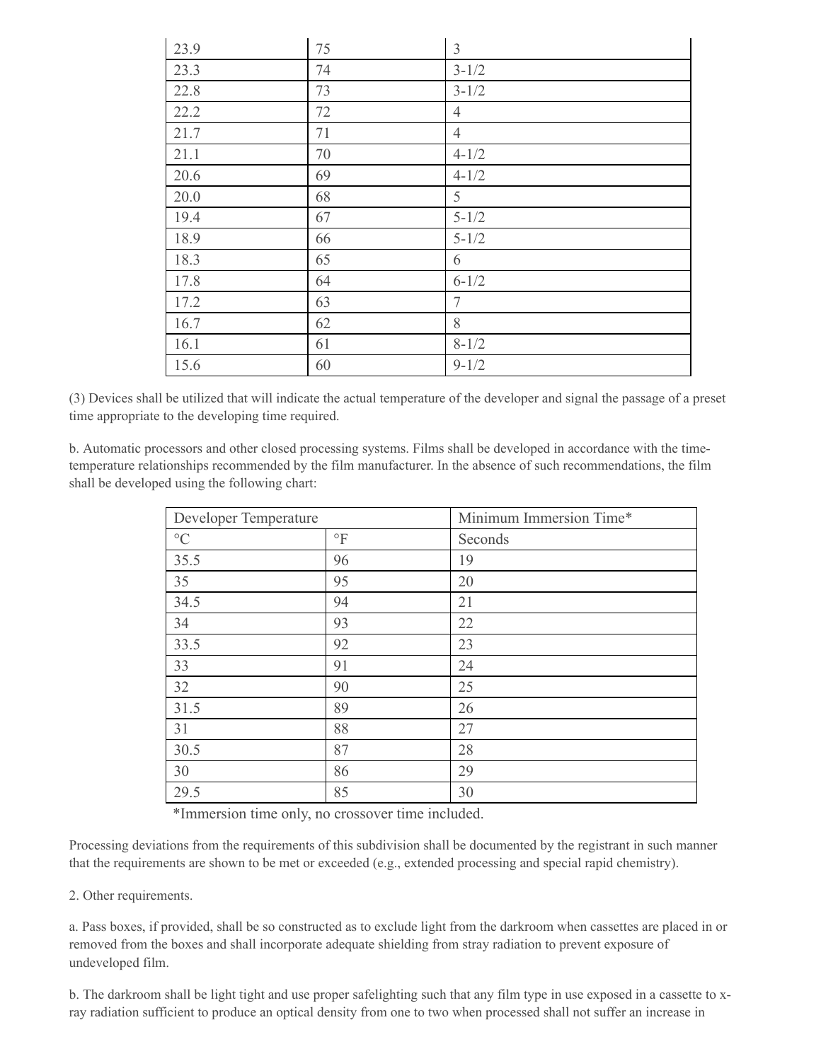| 23.9 | 75 | 3 |
|---|---|---|
| 23.3 | 74 | 3-1/2 |
| 22.8 | 73 | 3-1/2 |
| 22.2 | 72 | 4 |
| 21.7 | 71 | 4 |
| 21.1 | 70 | 4-1/2 |
| 20.6 | 69 | 4-1/2 |
| 20.0 | 68 | 5 |
| 19.4 | 67 | 5-1/2 |
| 18.9 | 66 | 5-1/2 |
| 18.3 | 65 | 6 |
| 17.8 | 64 | 6-1/2 |
| 17.2 | 63 | 7 |
| 16.7 | 62 | 8 |
| 16.1 | 61 | 8-1/2 |
| 15.6 | 60 | 9-1/2 |

(3) Devices shall be utilized that will indicate the actual temperature of the developer and signal the passage of a preset time appropriate to the developing time required.

b. Automatic processors and other closed processing systems. Films shall be developed in accordance with the time-temperature relationships recommended by the film manufacturer. In the absence of such recommendations, the film shall be developed using the following chart:

| Developer Temperature | | Minimum Immersion Time* |
|---|---|---|
| °C | °F | Seconds |
| 35.5 | 96 | 19 |
| 35 | 95 | 20 |
| 34.5 | 94 | 21 |
| 34 | 93 | 22 |
| 33.5 | 92 | 23 |
| 33 | 91 | 24 |
| 32 | 90 | 25 |
| 31.5 | 89 | 26 |
| 31 | 88 | 27 |
| 30.5 | 87 | 28 |
| 30 | 86 | 29 |
| 29.5 | 85 | 30 |

*Immersion time only, no crossover time included.

Processing deviations from the requirements of this subdivision shall be documented by the registrant in such manner that the requirements are shown to be met or exceeded (e.g., extended processing and special rapid chemistry).

2. Other requirements.

a. Pass boxes, if provided, shall be so constructed as to exclude light from the darkroom when cassettes are placed in or removed from the boxes and shall incorporate adequate shielding from stray radiation to prevent exposure of undeveloped film.

b. The darkroom shall be light tight and use proper safelighting such that any film type in use exposed in a cassette to x-ray radiation sufficient to produce an optical density from one to two when processed shall not suffer an increase in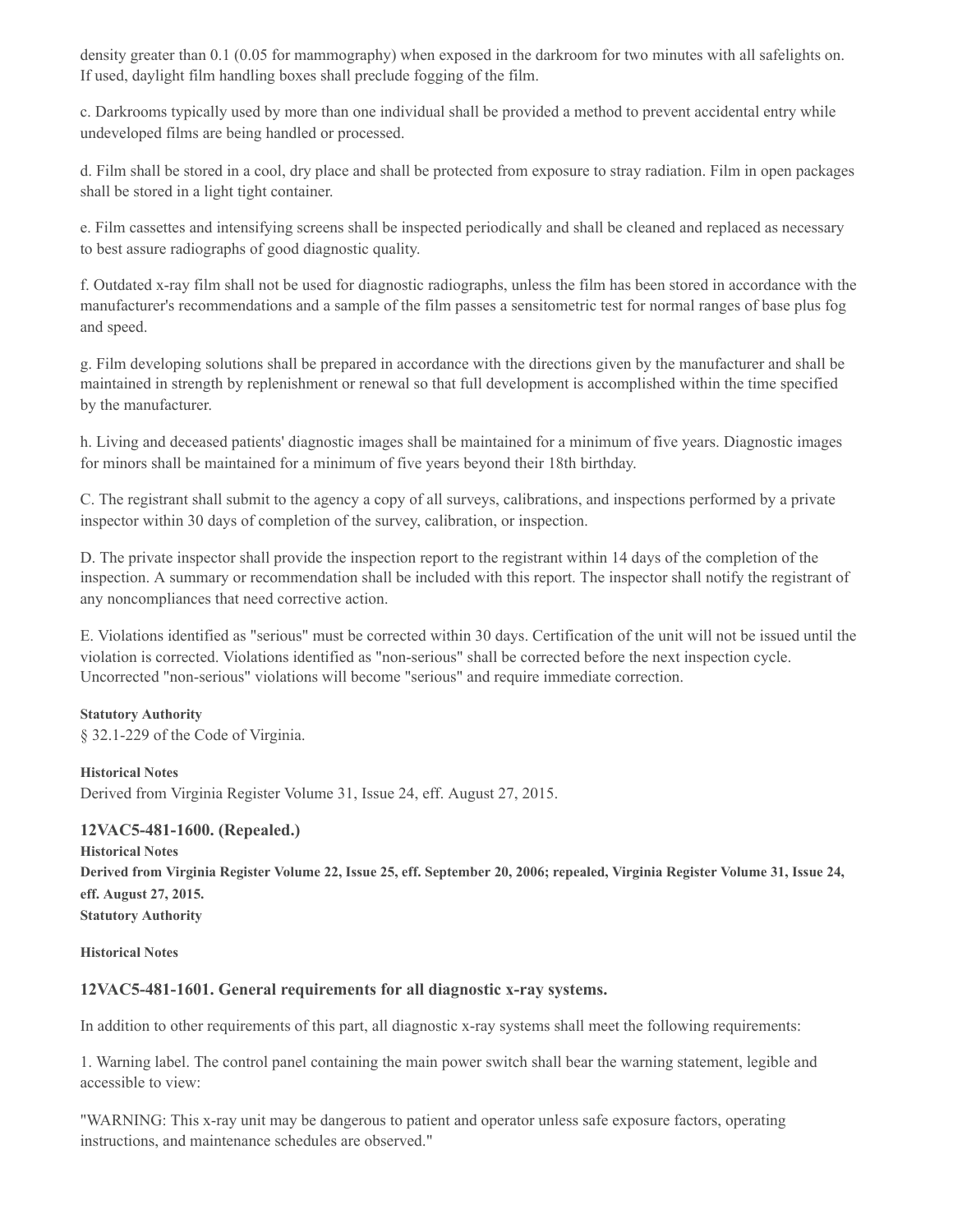density greater than 0.1 (0.05 for mammography) when exposed in the darkroom for two minutes with all safelights on. If used, daylight film handling boxes shall preclude fogging of the film.

c. Darkrooms typically used by more than one individual shall be provided a method to prevent accidental entry while undeveloped films are being handled or processed.

d. Film shall be stored in a cool, dry place and shall be protected from exposure to stray radiation. Film in open packages shall be stored in a light tight container.

e. Film cassettes and intensifying screens shall be inspected periodically and shall be cleaned and replaced as necessary to best assure radiographs of good diagnostic quality.

f. Outdated x-ray film shall not be used for diagnostic radiographs, unless the film has been stored in accordance with the manufacturer's recommendations and a sample of the film passes a sensitometric test for normal ranges of base plus fog and speed.

g. Film developing solutions shall be prepared in accordance with the directions given by the manufacturer and shall be maintained in strength by replenishment or renewal so that full development is accomplished within the time specified by the manufacturer.

h. Living and deceased patients' diagnostic images shall be maintained for a minimum of five years. Diagnostic images for minors shall be maintained for a minimum of five years beyond their 18th birthday.

C. The registrant shall submit to the agency a copy of all surveys, calibrations, and inspections performed by a private inspector within 30 days of completion of the survey, calibration, or inspection.

D. The private inspector shall provide the inspection report to the registrant within 14 days of the completion of the inspection. A summary or recommendation shall be included with this report. The inspector shall notify the registrant of any noncompliances that need corrective action.

E. Violations identified as "serious" must be corrected within 30 days. Certification of the unit will not be issued until the violation is corrected. Violations identified as "non-serious" shall be corrected before the next inspection cycle. Uncorrected "non-serious" violations will become "serious" and require immediate correction.

**Statutory Authority**

§ 32.1-229 of the Code of Virginia.

**Historical Notes**

Derived from Virginia Register Volume 31, Issue 24, eff. August 27, 2015.

### 12VAC5-481-1600. (Repealed.)

**Historical Notes**

**Derived from Virginia Register Volume 22, Issue 25, eff. September 20, 2006; repealed, Virginia Register Volume 31, Issue 24, eff. August 27, 2015.**

**Statutory Authority**

**Historical Notes**

### 12VAC5-481-1601. General requirements for all diagnostic x-ray systems.

In addition to other requirements of this part, all diagnostic x-ray systems shall meet the following requirements:

1. Warning label. The control panel containing the main power switch shall bear the warning statement, legible and accessible to view:

"WARNING: This x-ray unit may be dangerous to patient and operator unless safe exposure factors, operating instructions, and maintenance schedules are observed."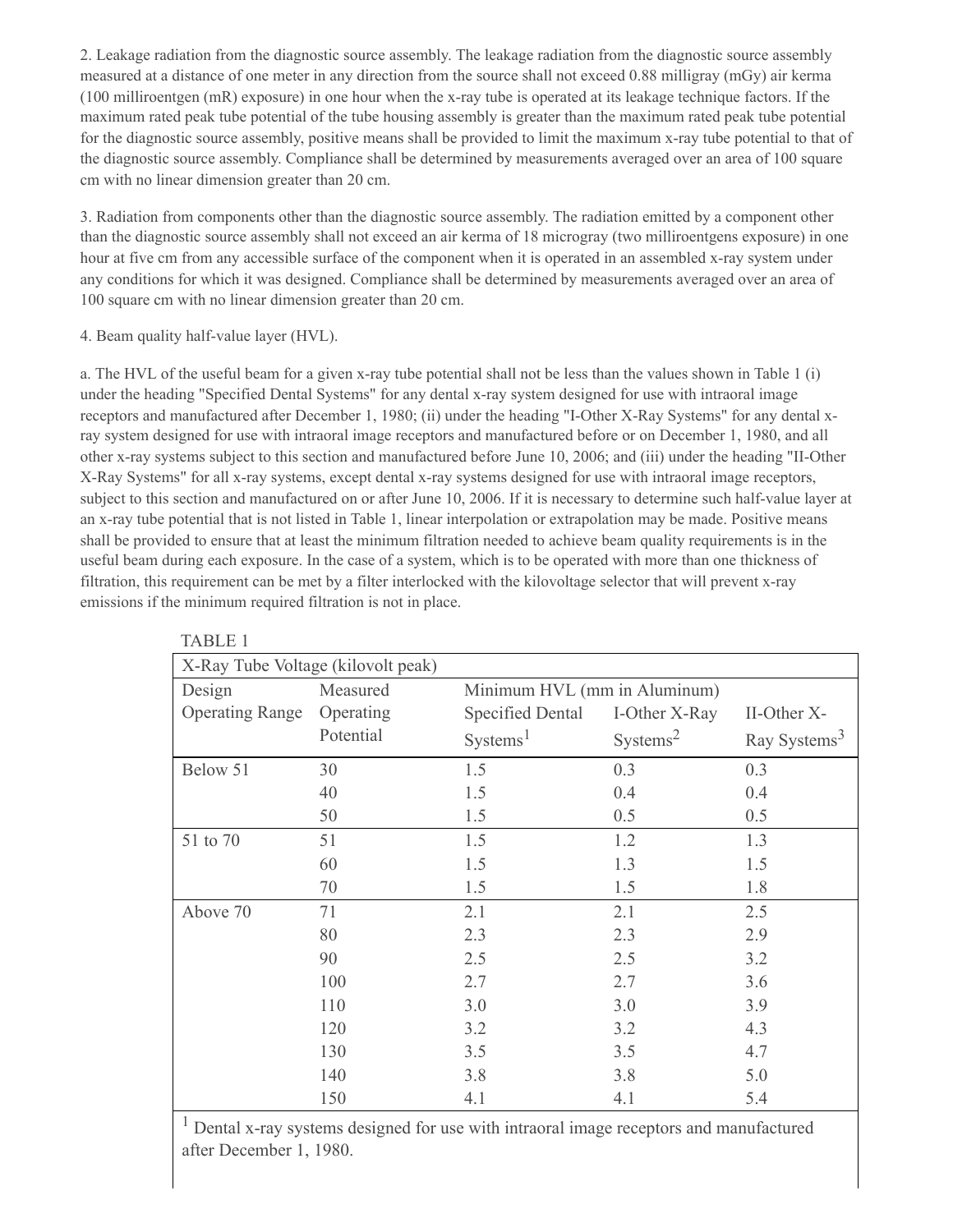2. Leakage radiation from the diagnostic source assembly. The leakage radiation from the diagnostic source assembly measured at a distance of one meter in any direction from the source shall not exceed 0.88 milligray (mGy) air kerma (100 milliroentgen (mR) exposure) in one hour when the x-ray tube is operated at its leakage technique factors. If the maximum rated peak tube potential of the tube housing assembly is greater than the maximum rated peak tube potential for the diagnostic source assembly, positive means shall be provided to limit the maximum x-ray tube potential to that of the diagnostic source assembly. Compliance shall be determined by measurements averaged over an area of 100 square cm with no linear dimension greater than 20 cm.

3. Radiation from components other than the diagnostic source assembly. The radiation emitted by a component other than the diagnostic source assembly shall not exceed an air kerma of 18 microgray (two milliroentgens exposure) in one hour at five cm from any accessible surface of the component when it is operated in an assembled x-ray system under any conditions for which it was designed. Compliance shall be determined by measurements averaged over an area of 100 square cm with no linear dimension greater than 20 cm.

4. Beam quality half-value layer (HVL).

a. The HVL of the useful beam for a given x-ray tube potential shall not be less than the values shown in Table 1 (i) under the heading "Specified Dental Systems" for any dental x-ray system designed for use with intraoral image receptors and manufactured after December 1, 1980; (ii) under the heading "I-Other X-Ray Systems" for any dental x-ray system designed for use with intraoral image receptors and manufactured before or on December 1, 1980, and all other x-ray systems subject to this section and manufactured before June 10, 2006; and (iii) under the heading "II-Other X-Ray Systems" for all x-ray systems, except dental x-ray systems designed for use with intraoral image receptors, subject to this section and manufactured on or after June 10, 2006. If it is necessary to determine such half-value layer at an x-ray tube potential that is not listed in Table 1, linear interpolation or extrapolation may be made. Positive means shall be provided to ensure that at least the minimum filtration needed to achieve beam quality requirements is in the useful beam during each exposure. In the case of a system, which is to be operated with more than one thickness of filtration, this requirement can be met by a filter interlocked with the kilovoltage selector that will prevent x-ray emissions if the minimum required filtration is not in place.

TABLE 1

| X-Ray Tube Voltage (kilovolt peak) | | Minimum HVL (mm in Aluminum) | | |
|---|---|---|---|---|
| Design Operating Range | Measured Operating Potential | Specified Dental Systems[1] | I-Other X-Ray Systems[2] | II-Other X-Ray Systems[3] |
| Below 51 | 30 | 1.5 | 0.3 | 0.3 |
| | 40 | 1.5 | 0.4 | 0.4 |
| | 50 | 1.5 | 0.5 | 0.5 |
| 51 to 70 | 51 | 1.5 | 1.2 | 1.3 |
| | 60 | 1.5 | 1.3 | 1.5 |
| | 70 | 1.5 | 1.5 | 1.8 |
| Above 70 | 71 | 2.1 | 2.1 | 2.5 |
| | 80 | 2.3 | 2.3 | 2.9 |
| | 90 | 2.5 | 2.5 | 3.2 |
| | 100 | 2.7 | 2.7 | 3.6 |
| | 110 | 3.0 | 3.0 | 3.9 |
| | 120 | 3.2 | 3.2 | 4.3 |
| | 130 | 3.5 | 3.5 | 4.7 |
| | 140 | 3.8 | 3.8 | 5.0 |
| | 150 | 4.1 | 4.1 | 5.4 |

[1] Dental x-ray systems designed for use with intraoral image receptors and manufactured after December 1, 1980.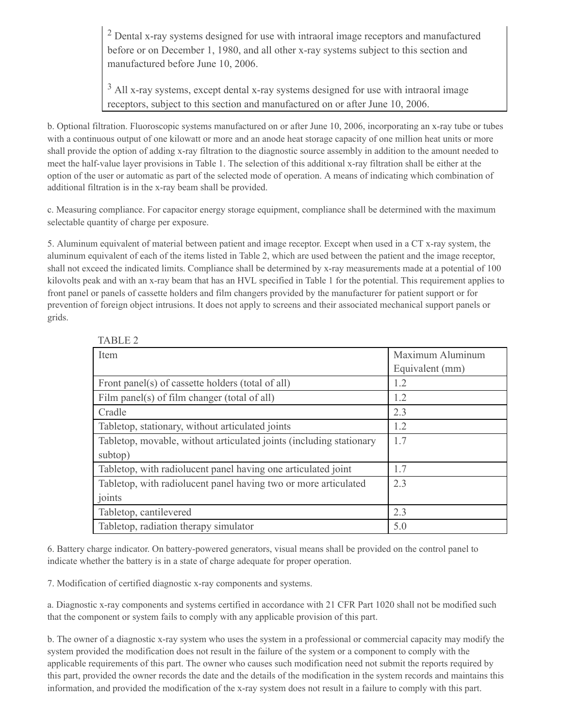[2] Dental x-ray systems designed for use with intraoral image receptors and manufactured before or on December 1, 1980, and all other x-ray systems subject to this section and manufactured before June 10, 2006.

[3] All x-ray systems, except dental x-ray systems designed for use with intraoral image receptors, subject to this section and manufactured on or after June 10, 2006.

b. Optional filtration. Fluoroscopic systems manufactured on or after June 10, 2006, incorporating an x-ray tube or tubes with a continuous output of one kilowatt or more and an anode heat storage capacity of one million heat units or more shall provide the option of adding x-ray filtration to the diagnostic source assembly in addition to the amount needed to meet the half-value layer provisions in Table 1. The selection of this additional x-ray filtration shall be either at the option of the user or automatic as part of the selected mode of operation. A means of indicating which combination of additional filtration is in the x-ray beam shall be provided.

c. Measuring compliance. For capacitor energy storage equipment, compliance shall be determined with the maximum selectable quantity of charge per exposure.

5. Aluminum equivalent of material between patient and image receptor. Except when used in a CT x-ray system, the aluminum equivalent of each of the items listed in Table 2, which are used between the patient and the image receptor, shall not exceed the indicated limits. Compliance shall be determined by x-ray measurements made at a potential of 100 kilovolts peak and with an x-ray beam that has an HVL specified in Table 1 for the potential. This requirement applies to front panel or panels of cassette holders and film changers provided by the manufacturer for patient support or for prevention of foreign object intrusions. It does not apply to screens and their associated mechanical support panels or grids.

TABLE 2

| Item | Maximum Aluminum Equivalent (mm) |
|---|---|
| Front panel(s) of cassette holders (total of all) | 1.2 |
| Film panel(s) of film changer (total of all) | 1.2 |
| Cradle | 2.3 |
| Tabletop, stationary, without articulated joints | 1.2 |
| Tabletop, movable, without articulated joints (including stationary subtop) | 1.7 |
| Tabletop, with radiolucent panel having one articulated joint | 1.7 |
| Tabletop, with radiolucent panel having two or more articulated joints | 2.3 |
| Tabletop, cantilevered | 2.3 |
| Tabletop, radiation therapy simulator | 5.0 |

6. Battery charge indicator. On battery-powered generators, visual means shall be provided on the control panel to indicate whether the battery is in a state of charge adequate for proper operation.

7. Modification of certified diagnostic x-ray components and systems.

a. Diagnostic x-ray components and systems certified in accordance with 21 CFR Part 1020 shall not be modified such that the component or system fails to comply with any applicable provision of this part.

b. The owner of a diagnostic x-ray system who uses the system in a professional or commercial capacity may modify the system provided the modification does not result in the failure of the system or a component to comply with the applicable requirements of this part. The owner who causes such modification need not submit the reports required by this part, provided the owner records the date and the details of the modification in the system records and maintains this information, and provided the modification of the x-ray system does not result in a failure to comply with this part.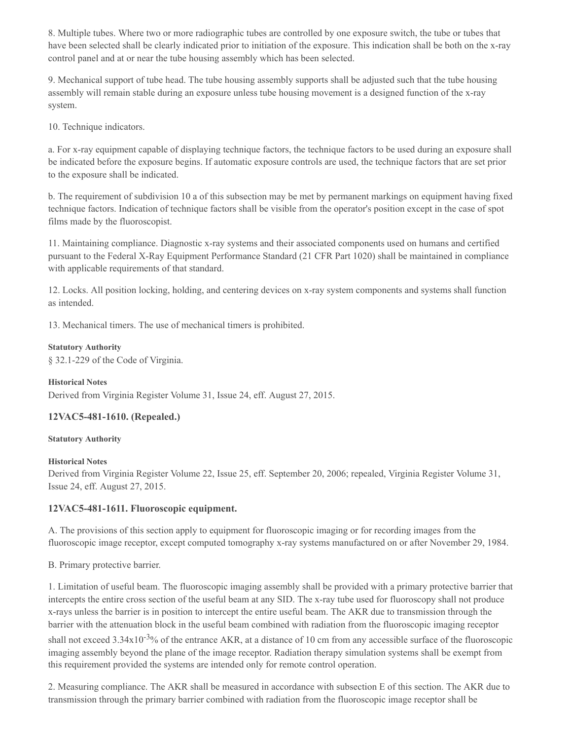8. Multiple tubes. Where two or more radiographic tubes are controlled by one exposure switch, the tube or tubes that have been selected shall be clearly indicated prior to initiation of the exposure. This indication shall be both on the x-ray control panel and at or near the tube housing assembly which has been selected.

9. Mechanical support of tube head. The tube housing assembly supports shall be adjusted such that the tube housing assembly will remain stable during an exposure unless tube housing movement is a designed function of the x-ray system.

10. Technique indicators.

a. For x-ray equipment capable of displaying technique factors, the technique factors to be used during an exposure shall be indicated before the exposure begins. If automatic exposure controls are used, the technique factors that are set prior to the exposure shall be indicated.

b. The requirement of subdivision 10 a of this subsection may be met by permanent markings on equipment having fixed technique factors. Indication of technique factors shall be visible from the operator's position except in the case of spot films made by the fluoroscopist.

11. Maintaining compliance. Diagnostic x-ray systems and their associated components used on humans and certified pursuant to the Federal X-Ray Equipment Performance Standard (21 CFR Part 1020) shall be maintained in compliance with applicable requirements of that standard.

12. Locks. All position locking, holding, and centering devices on x-ray system components and systems shall function as intended.

13. Mechanical timers. The use of mechanical timers is prohibited.

**Statutory Authority**

§ 32.1-229 of the Code of Virginia.

**Historical Notes**

Derived from Virginia Register Volume 31, Issue 24, eff. August 27, 2015.

### 12VAC5-481-1610. (Repealed.)

**Statutory Authority**

**Historical Notes**

Derived from Virginia Register Volume 22, Issue 25, eff. September 20, 2006; repealed, Virginia Register Volume 31, Issue 24, eff. August 27, 2015.

### 12VAC5-481-1611. Fluoroscopic equipment.

A. The provisions of this section apply to equipment for fluoroscopic imaging or for recording images from the fluoroscopic image receptor, except computed tomography x-ray systems manufactured on or after November 29, 1984.

B. Primary protective barrier.

1. Limitation of useful beam. The fluoroscopic imaging assembly shall be provided with a primary protective barrier that intercepts the entire cross section of the useful beam at any SID. The x-ray tube used for fluoroscopy shall not produce x-rays unless the barrier is in position to intercept the entire useful beam. The AKR due to transmission through the barrier with the attenuation block in the useful beam combined with radiation from the fluoroscopic imaging receptor shall not exceed $3.34\text{x}10^{-3}$% of the entrance AKR, at a distance of 10 cm from any accessible surface of the fluoroscopic imaging assembly beyond the plane of the image receptor. Radiation therapy simulation systems shall be exempt from this requirement provided the systems are intended only for remote control operation.

2. Measuring compliance. The AKR shall be measured in accordance with subsection E of this section. The AKR due to transmission through the primary barrier combined with radiation from the fluoroscopic image receptor shall be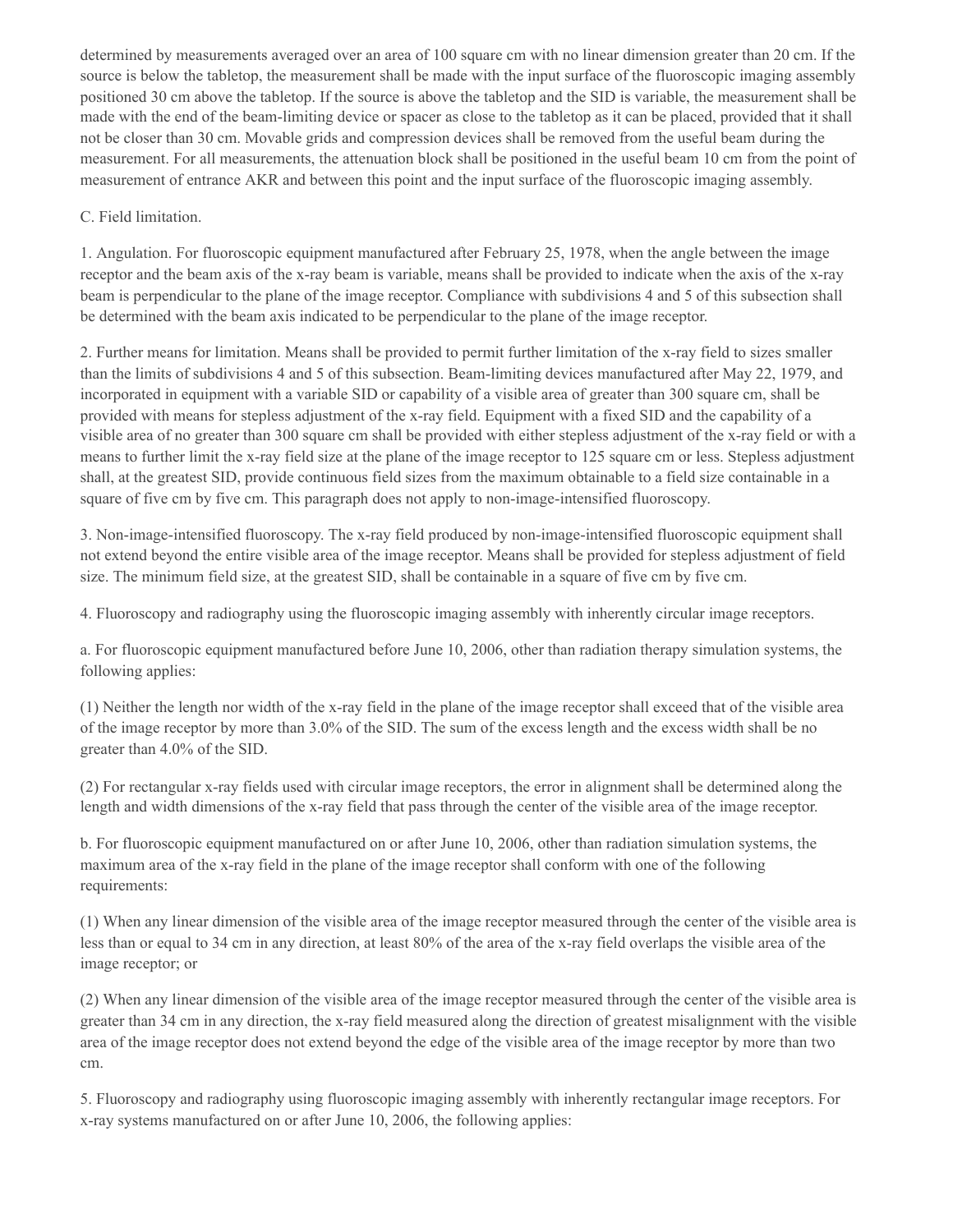determined by measurements averaged over an area of 100 square cm with no linear dimension greater than 20 cm. If the source is below the tabletop, the measurement shall be made with the input surface of the fluoroscopic imaging assembly positioned 30 cm above the tabletop. If the source is above the tabletop and the SID is variable, the measurement shall be made with the end of the beam-limiting device or spacer as close to the tabletop as it can be placed, provided that it shall not be closer than 30 cm. Movable grids and compression devices shall be removed from the useful beam during the measurement. For all measurements, the attenuation block shall be positioned in the useful beam 10 cm from the point of measurement of entrance AKR and between this point and the input surface of the fluoroscopic imaging assembly.

C. Field limitation.

1. Angulation. For fluoroscopic equipment manufactured after February 25, 1978, when the angle between the image receptor and the beam axis of the x-ray beam is variable, means shall be provided to indicate when the axis of the x-ray beam is perpendicular to the plane of the image receptor. Compliance with subdivisions 4 and 5 of this subsection shall be determined with the beam axis indicated to be perpendicular to the plane of the image receptor.

2. Further means for limitation. Means shall be provided to permit further limitation of the x-ray field to sizes smaller than the limits of subdivisions 4 and 5 of this subsection. Beam-limiting devices manufactured after May 22, 1979, and incorporated in equipment with a variable SID or capability of a visible area of greater than 300 square cm, shall be provided with means for stepless adjustment of the x-ray field. Equipment with a fixed SID and the capability of a visible area of no greater than 300 square cm shall be provided with either stepless adjustment of the x-ray field or with a means to further limit the x-ray field size at the plane of the image receptor to 125 square cm or less. Stepless adjustment shall, at the greatest SID, provide continuous field sizes from the maximum obtainable to a field size containable in a square of five cm by five cm. This paragraph does not apply to non-image-intensified fluoroscopy.

3. Non-image-intensified fluoroscopy. The x-ray field produced by non-image-intensified fluoroscopic equipment shall not extend beyond the entire visible area of the image receptor. Means shall be provided for stepless adjustment of field size. The minimum field size, at the greatest SID, shall be containable in a square of five cm by five cm.

4. Fluoroscopy and radiography using the fluoroscopic imaging assembly with inherently circular image receptors.

a. For fluoroscopic equipment manufactured before June 10, 2006, other than radiation therapy simulation systems, the following applies:

(1) Neither the length nor width of the x-ray field in the plane of the image receptor shall exceed that of the visible area of the image receptor by more than 3.0% of the SID. The sum of the excess length and the excess width shall be no greater than 4.0% of the SID.

(2) For rectangular x-ray fields used with circular image receptors, the error in alignment shall be determined along the length and width dimensions of the x-ray field that pass through the center of the visible area of the image receptor.

b. For fluoroscopic equipment manufactured on or after June 10, 2006, other than radiation simulation systems, the maximum area of the x-ray field in the plane of the image receptor shall conform with one of the following requirements:

(1) When any linear dimension of the visible area of the image receptor measured through the center of the visible area is less than or equal to 34 cm in any direction, at least 80% of the area of the x-ray field overlaps the visible area of the image receptor; or

(2) When any linear dimension of the visible area of the image receptor measured through the center of the visible area is greater than 34 cm in any direction, the x-ray field measured along the direction of greatest misalignment with the visible area of the image receptor does not extend beyond the edge of the visible area of the image receptor by more than two cm.

5. Fluoroscopy and radiography using fluoroscopic imaging assembly with inherently rectangular image receptors. For x-ray systems manufactured on or after June 10, 2006, the following applies: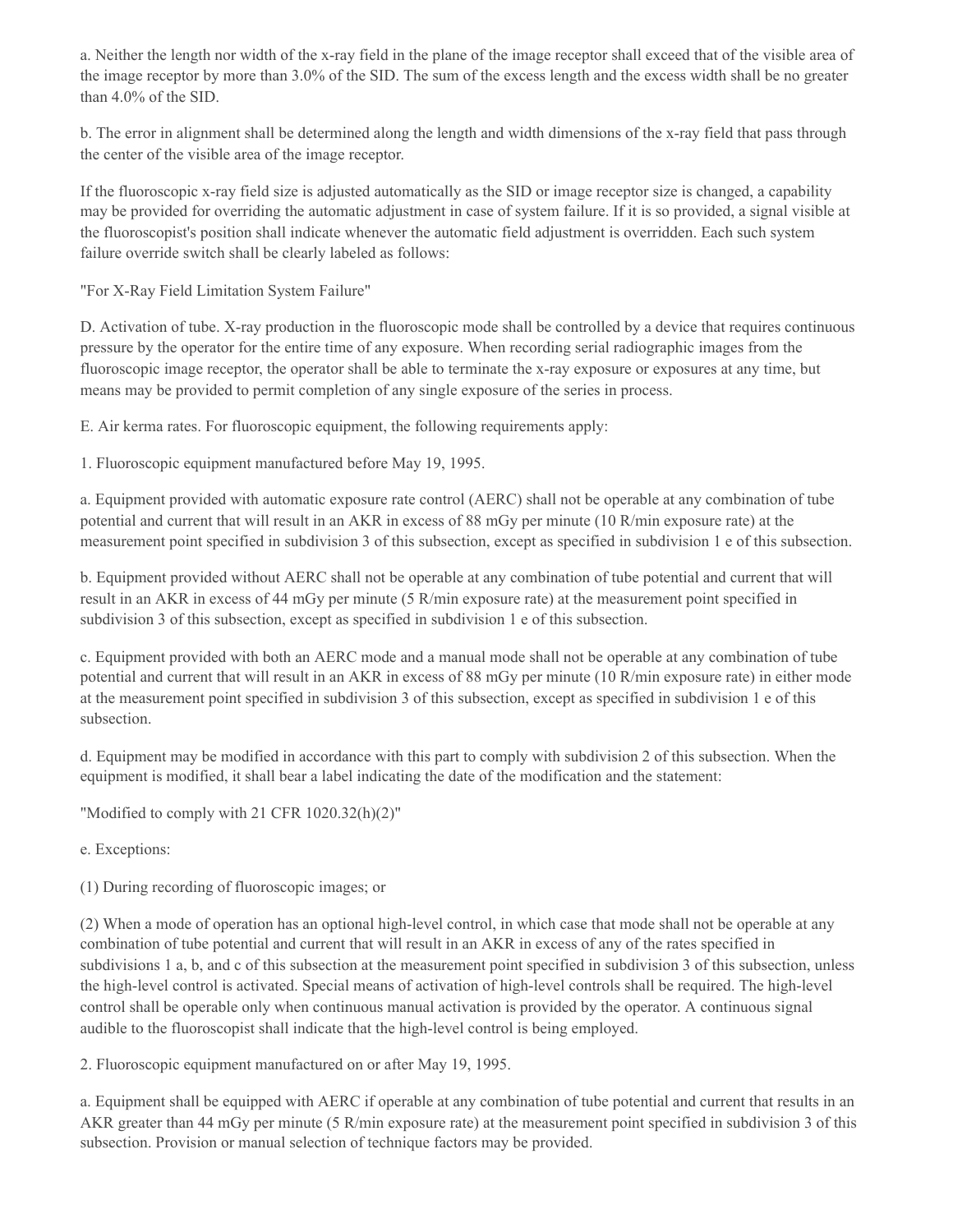a. Neither the length nor width of the x-ray field in the plane of the image receptor shall exceed that of the visible area of the image receptor by more than 3.0% of the SID. The sum of the excess length and the excess width shall be no greater than 4.0% of the SID.

b. The error in alignment shall be determined along the length and width dimensions of the x-ray field that pass through the center of the visible area of the image receptor.

If the fluoroscopic x-ray field size is adjusted automatically as the SID or image receptor size is changed, a capability may be provided for overriding the automatic adjustment in case of system failure. If it is so provided, a signal visible at the fluoroscopist's position shall indicate whenever the automatic field adjustment is overridden. Each such system failure override switch shall be clearly labeled as follows:

"For X-Ray Field Limitation System Failure"

D. Activation of tube. X-ray production in the fluoroscopic mode shall be controlled by a device that requires continuous pressure by the operator for the entire time of any exposure. When recording serial radiographic images from the fluoroscopic image receptor, the operator shall be able to terminate the x-ray exposure or exposures at any time, but means may be provided to permit completion of any single exposure of the series in process.

E. Air kerma rates. For fluoroscopic equipment, the following requirements apply:

1. Fluoroscopic equipment manufactured before May 19, 1995.

a. Equipment provided with automatic exposure rate control (AERC) shall not be operable at any combination of tube potential and current that will result in an AKR in excess of 88 mGy per minute (10 R/min exposure rate) at the measurement point specified in subdivision 3 of this subsection, except as specified in subdivision 1 e of this subsection.

b. Equipment provided without AERC shall not be operable at any combination of tube potential and current that will result in an AKR in excess of 44 mGy per minute (5 R/min exposure rate) at the measurement point specified in subdivision 3 of this subsection, except as specified in subdivision 1 e of this subsection.

c. Equipment provided with both an AERC mode and a manual mode shall not be operable at any combination of tube potential and current that will result in an AKR in excess of 88 mGy per minute (10 R/min exposure rate) in either mode at the measurement point specified in subdivision 3 of this subsection, except as specified in subdivision 1 e of this subsection.

d. Equipment may be modified in accordance with this part to comply with subdivision 2 of this subsection. When the equipment is modified, it shall bear a label indicating the date of the modification and the statement:

"Modified to comply with 21 CFR 1020.32(h)(2)"

e. Exceptions:

(1) During recording of fluoroscopic images; or

(2) When a mode of operation has an optional high-level control, in which case that mode shall not be operable at any combination of tube potential and current that will result in an AKR in excess of any of the rates specified in subdivisions 1 a, b, and c of this subsection at the measurement point specified in subdivision 3 of this subsection, unless the high-level control is activated. Special means of activation of high-level controls shall be required. The high-level control shall be operable only when continuous manual activation is provided by the operator. A continuous signal audible to the fluoroscopist shall indicate that the high-level control is being employed.

2. Fluoroscopic equipment manufactured on or after May 19, 1995.

a. Equipment shall be equipped with AERC if operable at any combination of tube potential and current that results in an AKR greater than 44 mGy per minute (5 R/min exposure rate) at the measurement point specified in subdivision 3 of this subsection. Provision or manual selection of technique factors may be provided.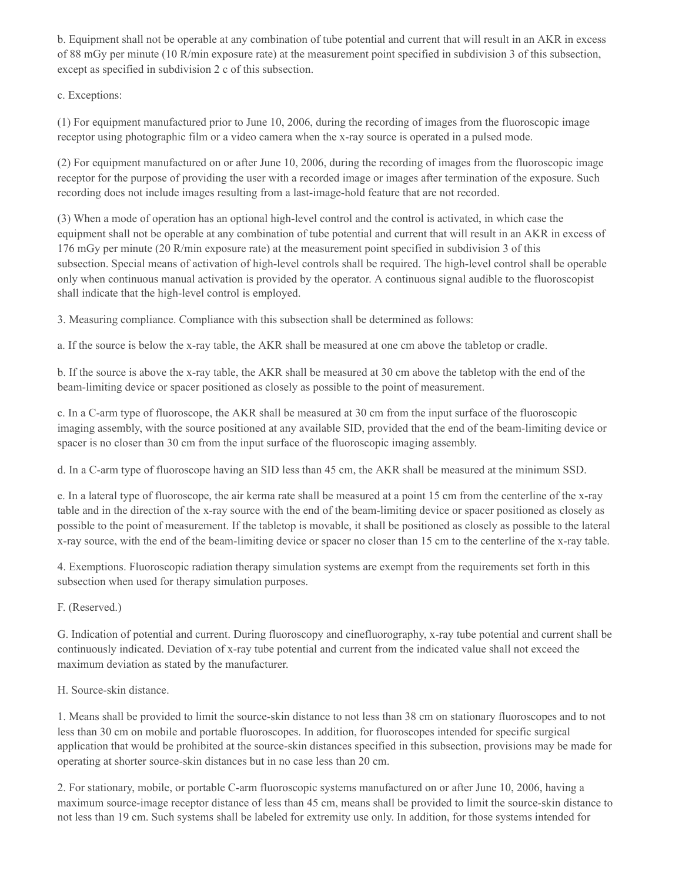b. Equipment shall not be operable at any combination of tube potential and current that will result in an AKR in excess of 88 mGy per minute (10 R/min exposure rate) at the measurement point specified in subdivision 3 of this subsection, except as specified in subdivision 2 c of this subsection.

c. Exceptions:

(1) For equipment manufactured prior to June 10, 2006, during the recording of images from the fluoroscopic image receptor using photographic film or a video camera when the x-ray source is operated in a pulsed mode.

(2) For equipment manufactured on or after June 10, 2006, during the recording of images from the fluoroscopic image receptor for the purpose of providing the user with a recorded image or images after termination of the exposure. Such recording does not include images resulting from a last-image-hold feature that are not recorded.

(3) When a mode of operation has an optional high-level control and the control is activated, in which case the equipment shall not be operable at any combination of tube potential and current that will result in an AKR in excess of 176 mGy per minute (20 R/min exposure rate) at the measurement point specified in subdivision 3 of this subsection. Special means of activation of high-level controls shall be required. The high-level control shall be operable only when continuous manual activation is provided by the operator. A continuous signal audible to the fluoroscopist shall indicate that the high-level control is employed.

3. Measuring compliance. Compliance with this subsection shall be determined as follows:

a. If the source is below the x-ray table, the AKR shall be measured at one cm above the tabletop or cradle.

b. If the source is above the x-ray table, the AKR shall be measured at 30 cm above the tabletop with the end of the beam-limiting device or spacer positioned as closely as possible to the point of measurement.

c. In a C-arm type of fluoroscope, the AKR shall be measured at 30 cm from the input surface of the fluoroscopic imaging assembly, with the source positioned at any available SID, provided that the end of the beam-limiting device or spacer is no closer than 30 cm from the input surface of the fluoroscopic imaging assembly.

d. In a C-arm type of fluoroscope having an SID less than 45 cm, the AKR shall be measured at the minimum SSD.

e. In a lateral type of fluoroscope, the air kerma rate shall be measured at a point 15 cm from the centerline of the x-ray table and in the direction of the x-ray source with the end of the beam-limiting device or spacer positioned as closely as possible to the point of measurement. If the tabletop is movable, it shall be positioned as closely as possible to the lateral x-ray source, with the end of the beam-limiting device or spacer no closer than 15 cm to the centerline of the x-ray table.

4. Exemptions. Fluoroscopic radiation therapy simulation systems are exempt from the requirements set forth in this subsection when used for therapy simulation purposes.

F. (Reserved.)

G. Indication of potential and current. During fluoroscopy and cinefluorography, x-ray tube potential and current shall be continuously indicated. Deviation of x-ray tube potential and current from the indicated value shall not exceed the maximum deviation as stated by the manufacturer.

H. Source-skin distance.

1. Means shall be provided to limit the source-skin distance to not less than 38 cm on stationary fluoroscopes and to not less than 30 cm on mobile and portable fluoroscopes. In addition, for fluoroscopes intended for specific surgical application that would be prohibited at the source-skin distances specified in this subsection, provisions may be made for operating at shorter source-skin distances but in no case less than 20 cm.

2. For stationary, mobile, or portable C-arm fluoroscopic systems manufactured on or after June 10, 2006, having a maximum source-image receptor distance of less than 45 cm, means shall be provided to limit the source-skin distance to not less than 19 cm. Such systems shall be labeled for extremity use only. In addition, for those systems intended for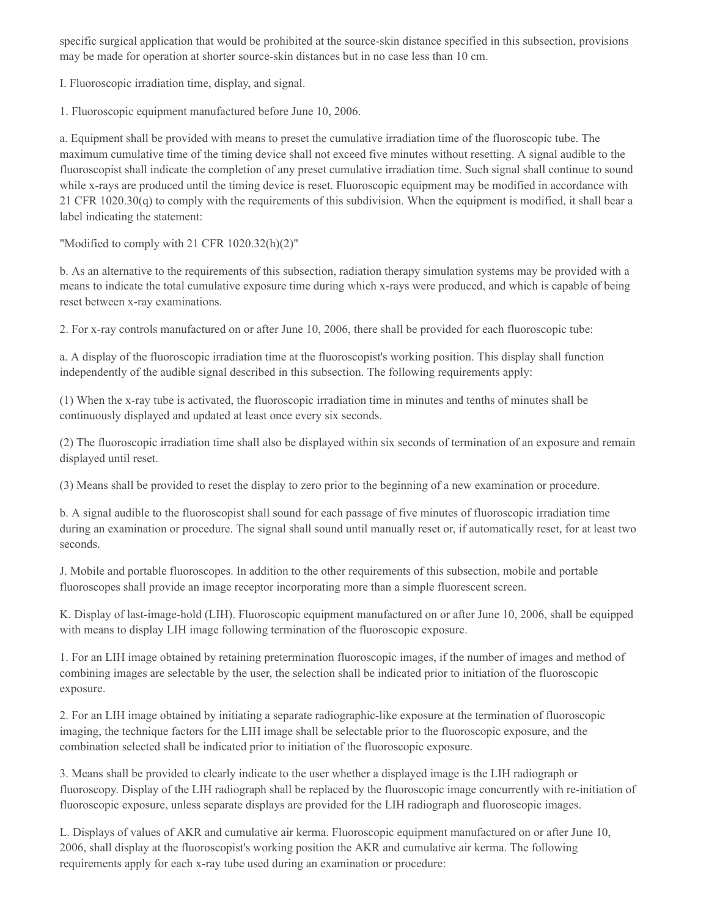specific surgical application that would be prohibited at the source-skin distance specified in this subsection, provisions may be made for operation at shorter source-skin distances but in no case less than 10 cm.

I. Fluoroscopic irradiation time, display, and signal.

1. Fluoroscopic equipment manufactured before June 10, 2006.

a. Equipment shall be provided with means to preset the cumulative irradiation time of the fluoroscopic tube. The maximum cumulative time of the timing device shall not exceed five minutes without resetting. A signal audible to the fluoroscopist shall indicate the completion of any preset cumulative irradiation time. Such signal shall continue to sound while x-rays are produced until the timing device is reset. Fluoroscopic equipment may be modified in accordance with 21 CFR 1020.30(q) to comply with the requirements of this subdivision. When the equipment is modified, it shall bear a label indicating the statement:

"Modified to comply with 21 CFR 1020.32(h)(2)"

b. As an alternative to the requirements of this subsection, radiation therapy simulation systems may be provided with a means to indicate the total cumulative exposure time during which x-rays were produced, and which is capable of being reset between x-ray examinations.

2. For x-ray controls manufactured on or after June 10, 2006, there shall be provided for each fluoroscopic tube:

a. A display of the fluoroscopic irradiation time at the fluoroscopist's working position. This display shall function independently of the audible signal described in this subsection. The following requirements apply:

(1) When the x-ray tube is activated, the fluoroscopic irradiation time in minutes and tenths of minutes shall be continuously displayed and updated at least once every six seconds.

(2) The fluoroscopic irradiation time shall also be displayed within six seconds of termination of an exposure and remain displayed until reset.

(3) Means shall be provided to reset the display to zero prior to the beginning of a new examination or procedure.

b. A signal audible to the fluoroscopist shall sound for each passage of five minutes of fluoroscopic irradiation time during an examination or procedure. The signal shall sound until manually reset or, if automatically reset, for at least two seconds.

J. Mobile and portable fluoroscopes. In addition to the other requirements of this subsection, mobile and portable fluoroscopes shall provide an image receptor incorporating more than a simple fluorescent screen.

K. Display of last-image-hold (LIH). Fluoroscopic equipment manufactured on or after June 10, 2006, shall be equipped with means to display LIH image following termination of the fluoroscopic exposure.

1. For an LIH image obtained by retaining pretermination fluoroscopic images, if the number of images and method of combining images are selectable by the user, the selection shall be indicated prior to initiation of the fluoroscopic exposure.

2. For an LIH image obtained by initiating a separate radiographic-like exposure at the termination of fluoroscopic imaging, the technique factors for the LIH image shall be selectable prior to the fluoroscopic exposure, and the combination selected shall be indicated prior to initiation of the fluoroscopic exposure.

3. Means shall be provided to clearly indicate to the user whether a displayed image is the LIH radiograph or fluoroscopy. Display of the LIH radiograph shall be replaced by the fluoroscopic image concurrently with re-initiation of fluoroscopic exposure, unless separate displays are provided for the LIH radiograph and fluoroscopic images.

L. Displays of values of AKR and cumulative air kerma. Fluoroscopic equipment manufactured on or after June 10, 2006, shall display at the fluoroscopist's working position the AKR and cumulative air kerma. The following requirements apply for each x-ray tube used during an examination or procedure: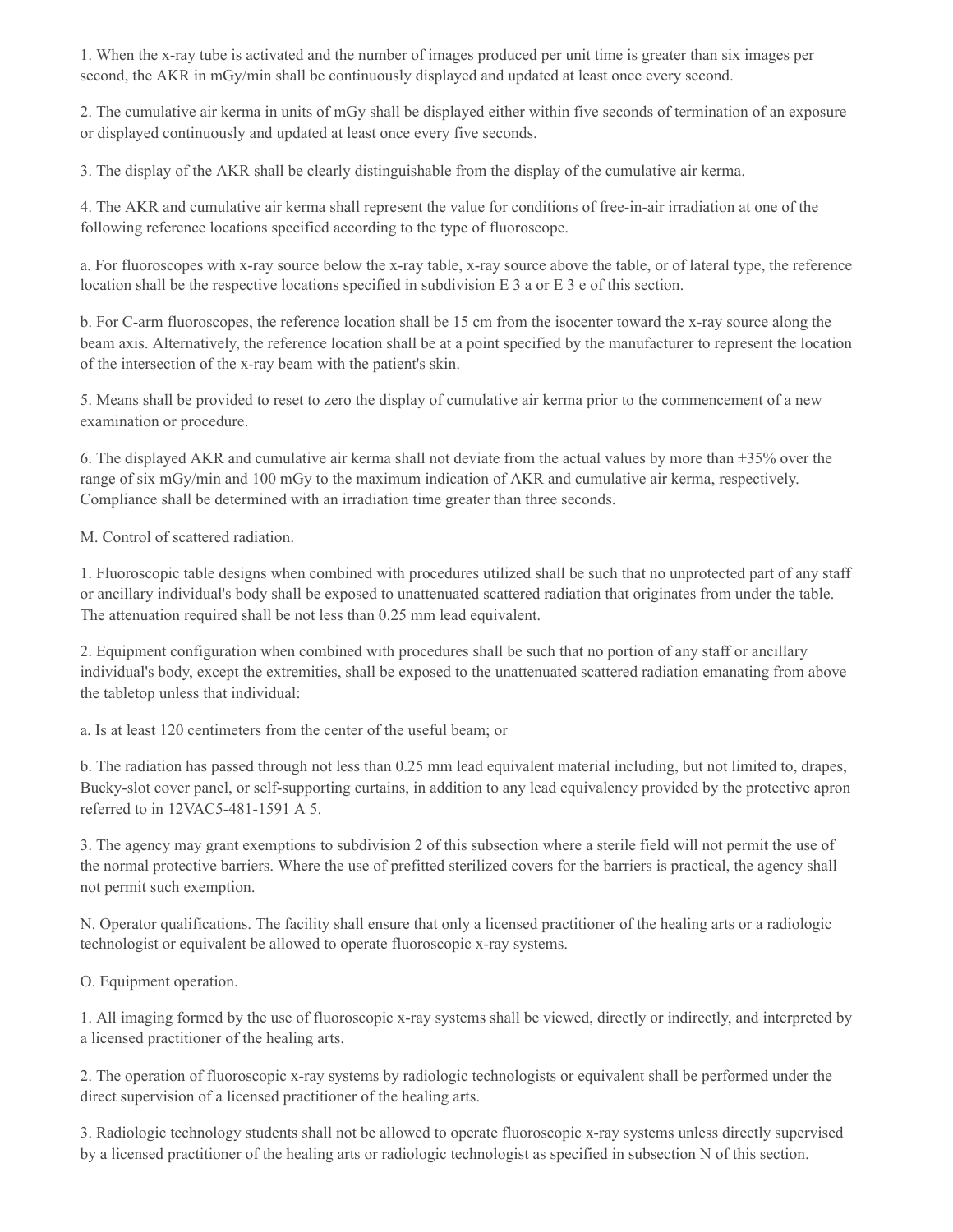1. When the x-ray tube is activated and the number of images produced per unit time is greater than six images per second, the AKR in mGy/min shall be continuously displayed and updated at least once every second.

2. The cumulative air kerma in units of mGy shall be displayed either within five seconds of termination of an exposure or displayed continuously and updated at least once every five seconds.

3. The display of the AKR shall be clearly distinguishable from the display of the cumulative air kerma.

4. The AKR and cumulative air kerma shall represent the value for conditions of free-in-air irradiation at one of the following reference locations specified according to the type of fluoroscope.

a. For fluoroscopes with x-ray source below the x-ray table, x-ray source above the table, or of lateral type, the reference location shall be the respective locations specified in subdivision E 3 a or E 3 e of this section.

b. For C-arm fluoroscopes, the reference location shall be 15 cm from the isocenter toward the x-ray source along the beam axis. Alternatively, the reference location shall be at a point specified by the manufacturer to represent the location of the intersection of the x-ray beam with the patient's skin.

5. Means shall be provided to reset to zero the display of cumulative air kerma prior to the commencement of a new examination or procedure.

6. The displayed AKR and cumulative air kerma shall not deviate from the actual values by more than ±35% over the range of six mGy/min and 100 mGy to the maximum indication of AKR and cumulative air kerma, respectively. Compliance shall be determined with an irradiation time greater than three seconds.

M. Control of scattered radiation.

1. Fluoroscopic table designs when combined with procedures utilized shall be such that no unprotected part of any staff or ancillary individual's body shall be exposed to unattenuated scattered radiation that originates from under the table. The attenuation required shall be not less than 0.25 mm lead equivalent.

2. Equipment configuration when combined with procedures shall be such that no portion of any staff or ancillary individual's body, except the extremities, shall be exposed to the unattenuated scattered radiation emanating from above the tabletop unless that individual:

a. Is at least 120 centimeters from the center of the useful beam; or

b. The radiation has passed through not less than 0.25 mm lead equivalent material including, but not limited to, drapes, Bucky-slot cover panel, or self-supporting curtains, in addition to any lead equivalency provided by the protective apron referred to in 12VAC5-481-1591 A 5.

3. The agency may grant exemptions to subdivision 2 of this subsection where a sterile field will not permit the use of the normal protective barriers. Where the use of prefitted sterilized covers for the barriers is practical, the agency shall not permit such exemption.

N. Operator qualifications. The facility shall ensure that only a licensed practitioner of the healing arts or a radiologic technologist or equivalent be allowed to operate fluoroscopic x-ray systems.

O. Equipment operation.

1. All imaging formed by the use of fluoroscopic x-ray systems shall be viewed, directly or indirectly, and interpreted by a licensed practitioner of the healing arts.

2. The operation of fluoroscopic x-ray systems by radiologic technologists or equivalent shall be performed under the direct supervision of a licensed practitioner of the healing arts.

3. Radiologic technology students shall not be allowed to operate fluoroscopic x-ray systems unless directly supervised by a licensed practitioner of the healing arts or radiologic technologist as specified in subsection N of this section.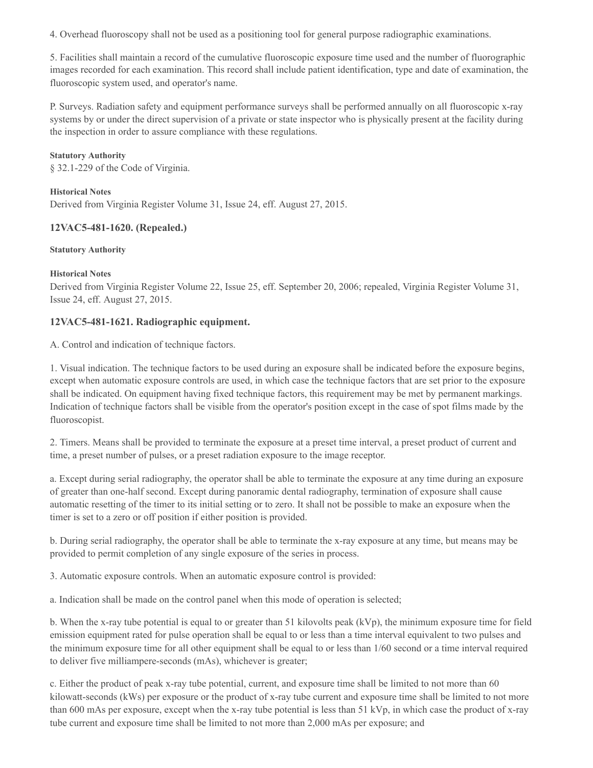4. Overhead fluoroscopy shall not be used as a positioning tool for general purpose radiographic examinations.

5. Facilities shall maintain a record of the cumulative fluoroscopic exposure time used and the number of fluorographic images recorded for each examination. This record shall include patient identification, type and date of examination, the fluoroscopic system used, and operator's name.

P. Surveys. Radiation safety and equipment performance surveys shall be performed annually on all fluoroscopic x-ray systems by or under the direct supervision of a private or state inspector who is physically present at the facility during the inspection in order to assure compliance with these regulations.

**Statutory Authority**

§ 32.1-229 of the Code of Virginia.

**Historical Notes**

Derived from Virginia Register Volume 31, Issue 24, eff. August 27, 2015.

### 12VAC5-481-1620. (Repealed.)

**Statutory Authority**

**Historical Notes**

Derived from Virginia Register Volume 22, Issue 25, eff. September 20, 2006; repealed, Virginia Register Volume 31, Issue 24, eff. August 27, 2015.

### 12VAC5-481-1621. Radiographic equipment.

A. Control and indication of technique factors.

1. Visual indication. The technique factors to be used during an exposure shall be indicated before the exposure begins, except when automatic exposure controls are used, in which case the technique factors that are set prior to the exposure shall be indicated. On equipment having fixed technique factors, this requirement may be met by permanent markings. Indication of technique factors shall be visible from the operator's position except in the case of spot films made by the fluoroscopist.

2. Timers. Means shall be provided to terminate the exposure at a preset time interval, a preset product of current and time, a preset number of pulses, or a preset radiation exposure to the image receptor.

a. Except during serial radiography, the operator shall be able to terminate the exposure at any time during an exposure of greater than one-half second. Except during panoramic dental radiography, termination of exposure shall cause automatic resetting of the timer to its initial setting or to zero. It shall not be possible to make an exposure when the timer is set to a zero or off position if either position is provided.

b. During serial radiography, the operator shall be able to terminate the x-ray exposure at any time, but means may be provided to permit completion of any single exposure of the series in process.

3. Automatic exposure controls. When an automatic exposure control is provided:

a. Indication shall be made on the control panel when this mode of operation is selected;

b. When the x-ray tube potential is equal to or greater than 51 kilovolts peak (kVp), the minimum exposure time for field emission equipment rated for pulse operation shall be equal to or less than a time interval equivalent to two pulses and the minimum exposure time for all other equipment shall be equal to or less than 1/60 second or a time interval required to deliver five milliampere-seconds (mAs), whichever is greater;

c. Either the product of peak x-ray tube potential, current, and exposure time shall be limited to not more than 60 kilowatt-seconds (kWs) per exposure or the product of x-ray tube current and exposure time shall be limited to not more than 600 mAs per exposure, except when the x-ray tube potential is less than 51 kVp, in which case the product of x-ray tube current and exposure time shall be limited to not more than 2,000 mAs per exposure; and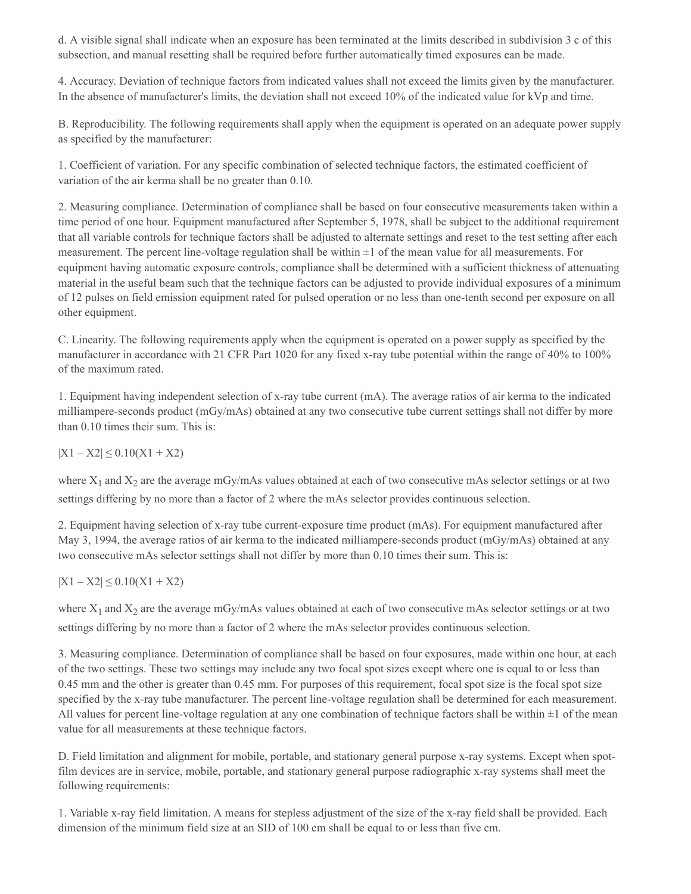d. A visible signal shall indicate when an exposure has been terminated at the limits described in subdivision 3 c of this subsection, and manual resetting shall be required before further automatically timed exposures can be made.

4. Accuracy. Deviation of technique factors from indicated values shall not exceed the limits given by the manufacturer. In the absence of manufacturer's limits, the deviation shall not exceed 10% of the indicated value for kVp and time.

B. Reproducibility. The following requirements shall apply when the equipment is operated on an adequate power supply as specified by the manufacturer:

1. Coefficient of variation. For any specific combination of selected technique factors, the estimated coefficient of variation of the air kerma shall be no greater than 0.10.

2. Measuring compliance. Determination of compliance shall be based on four consecutive measurements taken within a time period of one hour. Equipment manufactured after September 5, 1978, shall be subject to the additional requirement that all variable controls for technique factors shall be adjusted to alternate settings and reset to the test setting after each measurement. The percent line-voltage regulation shall be within ±1 of the mean value for all measurements. For equipment having automatic exposure controls, compliance shall be determined with a sufficient thickness of attenuating material in the useful beam such that the technique factors can be adjusted to provide individual exposures of a minimum of 12 pulses on field emission equipment rated for pulsed operation or no less than one-tenth second per exposure on all other equipment.

C. Linearity. The following requirements apply when the equipment is operated on a power supply as specified by the manufacturer in accordance with 21 CFR Part 1020 for any fixed x-ray tube potential within the range of 40% to 100% of the maximum rated.

1. Equipment having independent selection of x-ray tube current (mA). The average ratios of air kerma to the indicated milliampere-seconds product (mGy/mAs) obtained at any two consecutive tube current settings shall not differ by more than 0.10 times their sum. This is:

$$|X_1 – X_2| \leq 0.10(X_1 + X_2)$$

where $X_1$ and $X_2$ are the average mGy/mAs values obtained at each of two consecutive mAs selector settings or at two settings differing by no more than a factor of 2 where the mAs selector provides continuous selection.

2. Equipment having selection of x-ray tube current-exposure time product (mAs). For equipment manufactured after May 3, 1994, the average ratios of air kerma to the indicated milliampere-seconds product (mGy/mAs) obtained at any two consecutive mAs selector settings shall not differ by more than 0.10 times their sum. This is:

$$|X_1 – X_2| \leq 0.10(X_1 + X_2)$$

where $X_1$ and $X_2$ are the average mGy/mAs values obtained at each of two consecutive mAs selector settings or at two settings differing by no more than a factor of 2 where the mAs selector provides continuous selection.

3. Measuring compliance. Determination of compliance shall be based on four exposures, made within one hour, at each of the two settings. These two settings may include any two focal spot sizes except where one is equal to or less than 0.45 mm and the other is greater than 0.45 mm. For purposes of this requirement, focal spot size is the focal spot size specified by the x-ray tube manufacturer. The percent line-voltage regulation shall be determined for each measurement. All values for percent line-voltage regulation at any one combination of technique factors shall be within ±1 of the mean value for all measurements at these technique factors.

D. Field limitation and alignment for mobile, portable, and stationary general purpose x-ray systems. Except when spot-film devices are in service, mobile, portable, and stationary general purpose radiographic x-ray systems shall meet the following requirements:

1. Variable x-ray field limitation. A means for stepless adjustment of the size of the x-ray field shall be provided. Each dimension of the minimum field size at an SID of 100 cm shall be equal to or less than five cm.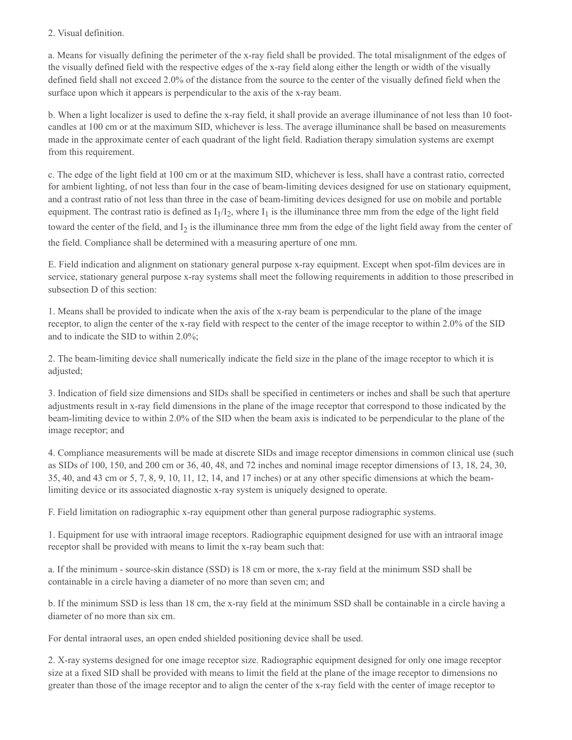2. Visual definition.

a. Means for visually defining the perimeter of the x-ray field shall be provided. The total misalignment of the edges of the visually defined field with the respective edges of the x-ray field along either the length or width of the visually defined field shall not exceed 2.0% of the distance from the source to the center of the visually defined field when the surface upon which it appears is perpendicular to the axis of the x-ray beam.

b. When a light localizer is used to define the x-ray field, it shall provide an average illuminance of not less than 10 foot-candles at 100 cm or at the maximum SID, whichever is less. The average illuminance shall be based on measurements made in the approximate center of each quadrant of the light field. Radiation therapy simulation systems are exempt from this requirement.

c. The edge of the light field at 100 cm or at the maximum SID, whichever is less, shall have a contrast ratio, corrected for ambient lighting, of not less than four in the case of beam-limiting devices designed for use on stationary equipment, and a contrast ratio of not less than three in the case of beam-limiting devices designed for use on mobile and portable equipment. The contrast ratio is defined as $I_1/I_2$, where $I_1$ is the illuminance three mm from the edge of the light field toward the center of the field, and $I_2$ is the illuminance three mm from the edge of the light field away from the center of the field. Compliance shall be determined with a measuring aperture of one mm.

E. Field indication and alignment on stationary general purpose x-ray equipment. Except when spot-film devices are in service, stationary general purpose x-ray systems shall meet the following requirements in addition to those prescribed in subsection D of this section:

1. Means shall be provided to indicate when the axis of the x-ray beam is perpendicular to the plane of the image receptor, to align the center of the x-ray field with respect to the center of the image receptor to within 2.0% of the SID and to indicate the SID to within 2.0%;

2. The beam-limiting device shall numerically indicate the field size in the plane of the image receptor to which it is adjusted;

3. Indication of field size dimensions and SIDs shall be specified in centimeters or inches and shall be such that aperture adjustments result in x-ray field dimensions in the plane of the image receptor that correspond to those indicated by the beam-limiting device to within 2.0% of the SID when the beam axis is indicated to be perpendicular to the plane of the image receptor; and

4. Compliance measurements will be made at discrete SIDs and image receptor dimensions in common clinical use (such as SIDs of 100, 150, and 200 cm or 36, 40, 48, and 72 inches and nominal image receptor dimensions of 13, 18, 24, 30, 35, 40, and 43 cm or 5, 7, 8, 9, 10, 11, 12, 14, and 17 inches) or at any other specific dimensions at which the beam-limiting device or its associated diagnostic x-ray system is uniquely designed to operate.

F. Field limitation on radiographic x-ray equipment other than general purpose radiographic systems.

1. Equipment for use with intraoral image receptors. Radiographic equipment designed for use with an intraoral image receptor shall be provided with means to limit the x-ray beam such that:

a. If the minimum - source-skin distance (SSD) is 18 cm or more, the x-ray field at the minimum SSD shall be containable in a circle having a diameter of no more than seven cm; and

b. If the minimum SSD is less than 18 cm, the x-ray field at the minimum SSD shall be containable in a circle having a diameter of no more than six cm.

For dental intraoral uses, an open ended shielded positioning device shall be used.

2. X-ray systems designed for one image receptor size. Radiographic equipment designed for only one image receptor size at a fixed SID shall be provided with means to limit the field at the plane of the image receptor to dimensions no greater than those of the image receptor and to align the center of the x-ray field with the center of image receptor to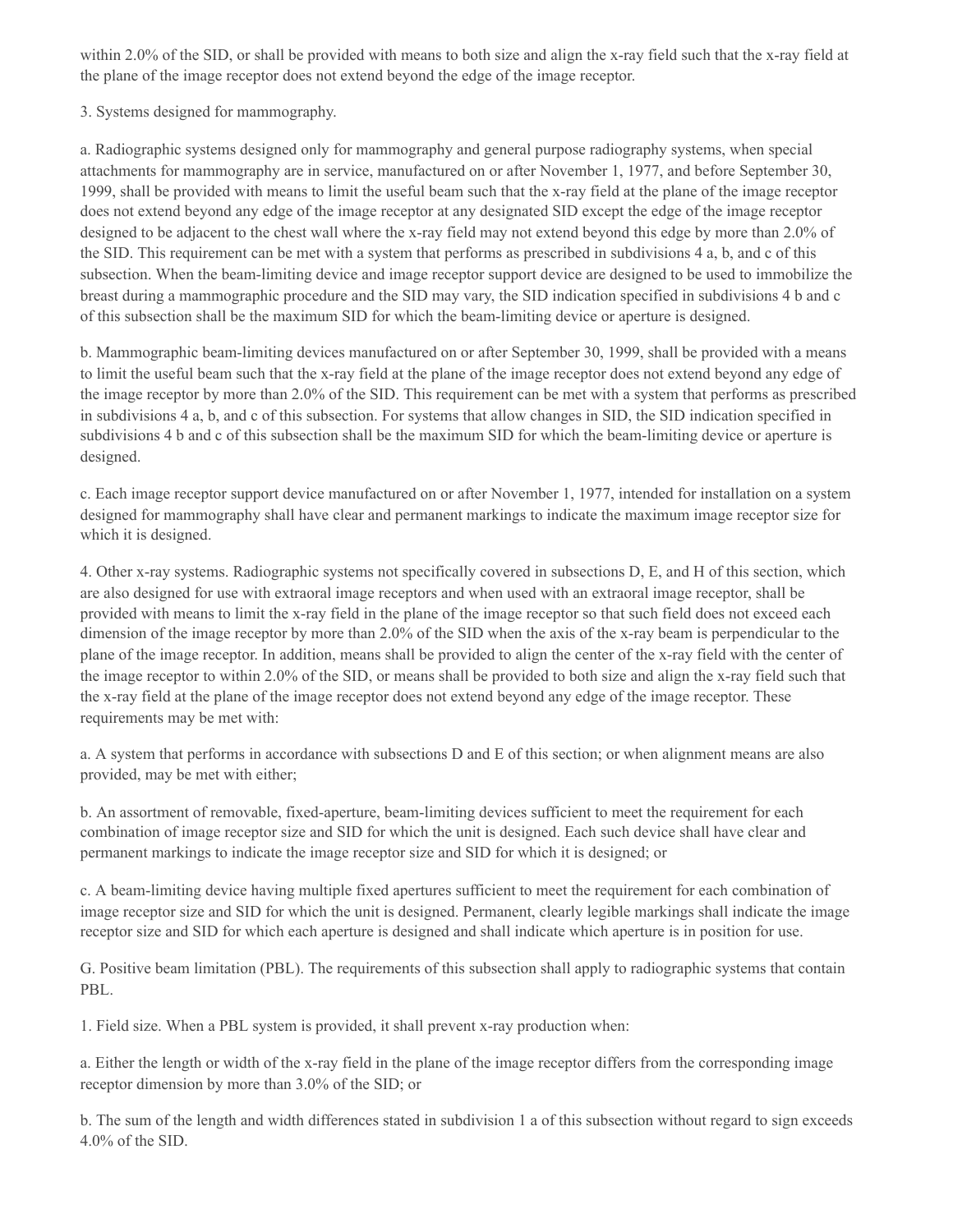within 2.0% of the SID, or shall be provided with means to both size and align the x-ray field such that the x-ray field at the plane of the image receptor does not extend beyond the edge of the image receptor.

3. Systems designed for mammography.

a. Radiographic systems designed only for mammography and general purpose radiography systems, when special attachments for mammography are in service, manufactured on or after November 1, 1977, and before September 30, 1999, shall be provided with means to limit the useful beam such that the x-ray field at the plane of the image receptor does not extend beyond any edge of the image receptor at any designated SID except the edge of the image receptor designed to be adjacent to the chest wall where the x-ray field may not extend beyond this edge by more than 2.0% of the SID. This requirement can be met with a system that performs as prescribed in subdivisions 4 a, b, and c of this subsection. When the beam-limiting device and image receptor support device are designed to be used to immobilize the breast during a mammographic procedure and the SID may vary, the SID indication specified in subdivisions 4 b and c of this subsection shall be the maximum SID for which the beam-limiting device or aperture is designed.

b. Mammographic beam-limiting devices manufactured on or after September 30, 1999, shall be provided with a means to limit the useful beam such that the x-ray field at the plane of the image receptor does not extend beyond any edge of the image receptor by more than 2.0% of the SID. This requirement can be met with a system that performs as prescribed in subdivisions 4 a, b, and c of this subsection. For systems that allow changes in SID, the SID indication specified in subdivisions 4 b and c of this subsection shall be the maximum SID for which the beam-limiting device or aperture is designed.

c. Each image receptor support device manufactured on or after November 1, 1977, intended for installation on a system designed for mammography shall have clear and permanent markings to indicate the maximum image receptor size for which it is designed.

4. Other x-ray systems. Radiographic systems not specifically covered in subsections D, E, and H of this section, which are also designed for use with extraoral image receptors and when used with an extraoral image receptor, shall be provided with means to limit the x-ray field in the plane of the image receptor so that such field does not exceed each dimension of the image receptor by more than 2.0% of the SID when the axis of the x-ray beam is perpendicular to the plane of the image receptor. In addition, means shall be provided to align the center of the x-ray field with the center of the image receptor to within 2.0% of the SID, or means shall be provided to both size and align the x-ray field such that the x-ray field at the plane of the image receptor does not extend beyond any edge of the image receptor. These requirements may be met with:

a. A system that performs in accordance with subsections D and E of this section; or when alignment means are also provided, may be met with either;

b. An assortment of removable, fixed-aperture, beam-limiting devices sufficient to meet the requirement for each combination of image receptor size and SID for which the unit is designed. Each such device shall have clear and permanent markings to indicate the image receptor size and SID for which it is designed; or

c. A beam-limiting device having multiple fixed apertures sufficient to meet the requirement for each combination of image receptor size and SID for which the unit is designed. Permanent, clearly legible markings shall indicate the image receptor size and SID for which each aperture is designed and shall indicate which aperture is in position for use.

G. Positive beam limitation (PBL). The requirements of this subsection shall apply to radiographic systems that contain PBL.

1. Field size. When a PBL system is provided, it shall prevent x-ray production when:

a. Either the length or width of the x-ray field in the plane of the image receptor differs from the corresponding image receptor dimension by more than 3.0% of the SID; or

b. The sum of the length and width differences stated in subdivision 1 a of this subsection without regard to sign exceeds 4.0% of the SID.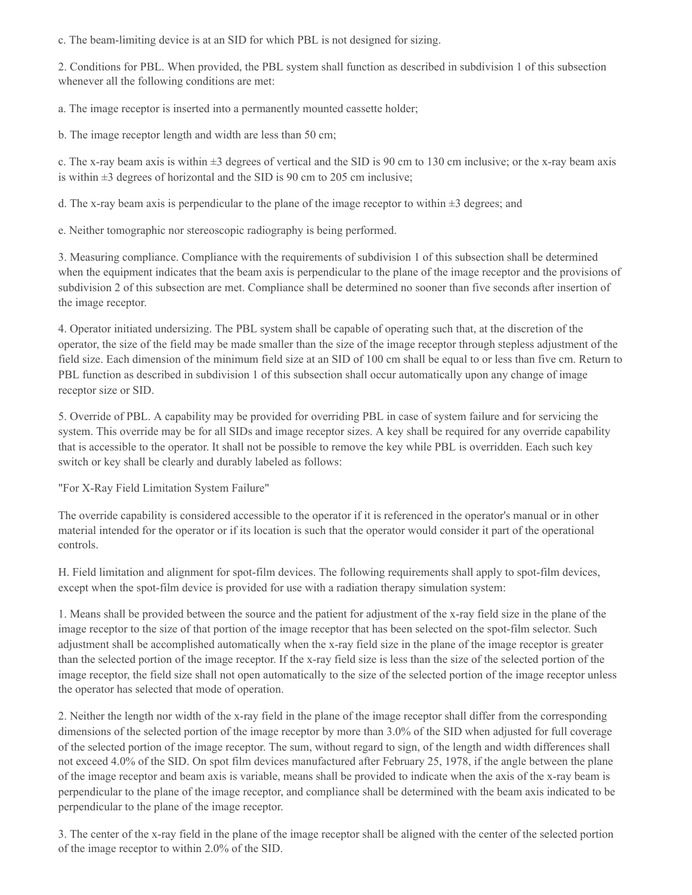c. The beam-limiting device is at an SID for which PBL is not designed for sizing.

2. Conditions for PBL. When provided, the PBL system shall function as described in subdivision 1 of this subsection whenever all the following conditions are met:

a. The image receptor is inserted into a permanently mounted cassette holder;

b. The image receptor length and width are less than 50 cm;

c. The x-ray beam axis is within ±3 degrees of vertical and the SID is 90 cm to 130 cm inclusive; or the x-ray beam axis is within ±3 degrees of horizontal and the SID is 90 cm to 205 cm inclusive;

d. The x-ray beam axis is perpendicular to the plane of the image receptor to within ±3 degrees; and

e. Neither tomographic nor stereoscopic radiography is being performed.

3. Measuring compliance. Compliance with the requirements of subdivision 1 of this subsection shall be determined when the equipment indicates that the beam axis is perpendicular to the plane of the image receptor and the provisions of subdivision 2 of this subsection are met. Compliance shall be determined no sooner than five seconds after insertion of the image receptor.

4. Operator initiated undersizing. The PBL system shall be capable of operating such that, at the discretion of the operator, the size of the field may be made smaller than the size of the image receptor through stepless adjustment of the field size. Each dimension of the minimum field size at an SID of 100 cm shall be equal to or less than five cm. Return to PBL function as described in subdivision 1 of this subsection shall occur automatically upon any change of image receptor size or SID.

5. Override of PBL. A capability may be provided for overriding PBL in case of system failure and for servicing the system. This override may be for all SIDs and image receptor sizes. A key shall be required for any override capability that is accessible to the operator. It shall not be possible to remove the key while PBL is overridden. Each such key switch or key shall be clearly and durably labeled as follows:

"For X-Ray Field Limitation System Failure"

The override capability is considered accessible to the operator if it is referenced in the operator's manual or in other material intended for the operator or if its location is such that the operator would consider it part of the operational controls.

H. Field limitation and alignment for spot-film devices. The following requirements shall apply to spot-film devices, except when the spot-film device is provided for use with a radiation therapy simulation system:

1. Means shall be provided between the source and the patient for adjustment of the x-ray field size in the plane of the image receptor to the size of that portion of the image receptor that has been selected on the spot-film selector. Such adjustment shall be accomplished automatically when the x-ray field size in the plane of the image receptor is greater than the selected portion of the image receptor. If the x-ray field size is less than the size of the selected portion of the image receptor, the field size shall not open automatically to the size of the selected portion of the image receptor unless the operator has selected that mode of operation.

2. Neither the length nor width of the x-ray field in the plane of the image receptor shall differ from the corresponding dimensions of the selected portion of the image receptor by more than 3.0% of the SID when adjusted for full coverage of the selected portion of the image receptor. The sum, without regard to sign, of the length and width differences shall not exceed 4.0% of the SID. On spot film devices manufactured after February 25, 1978, if the angle between the plane of the image receptor and beam axis is variable, means shall be provided to indicate when the axis of the x-ray beam is perpendicular to the plane of the image receptor, and compliance shall be determined with the beam axis indicated to be perpendicular to the plane of the image receptor.

3. The center of the x-ray field in the plane of the image receptor shall be aligned with the center of the selected portion of the image receptor to within 2.0% of the SID.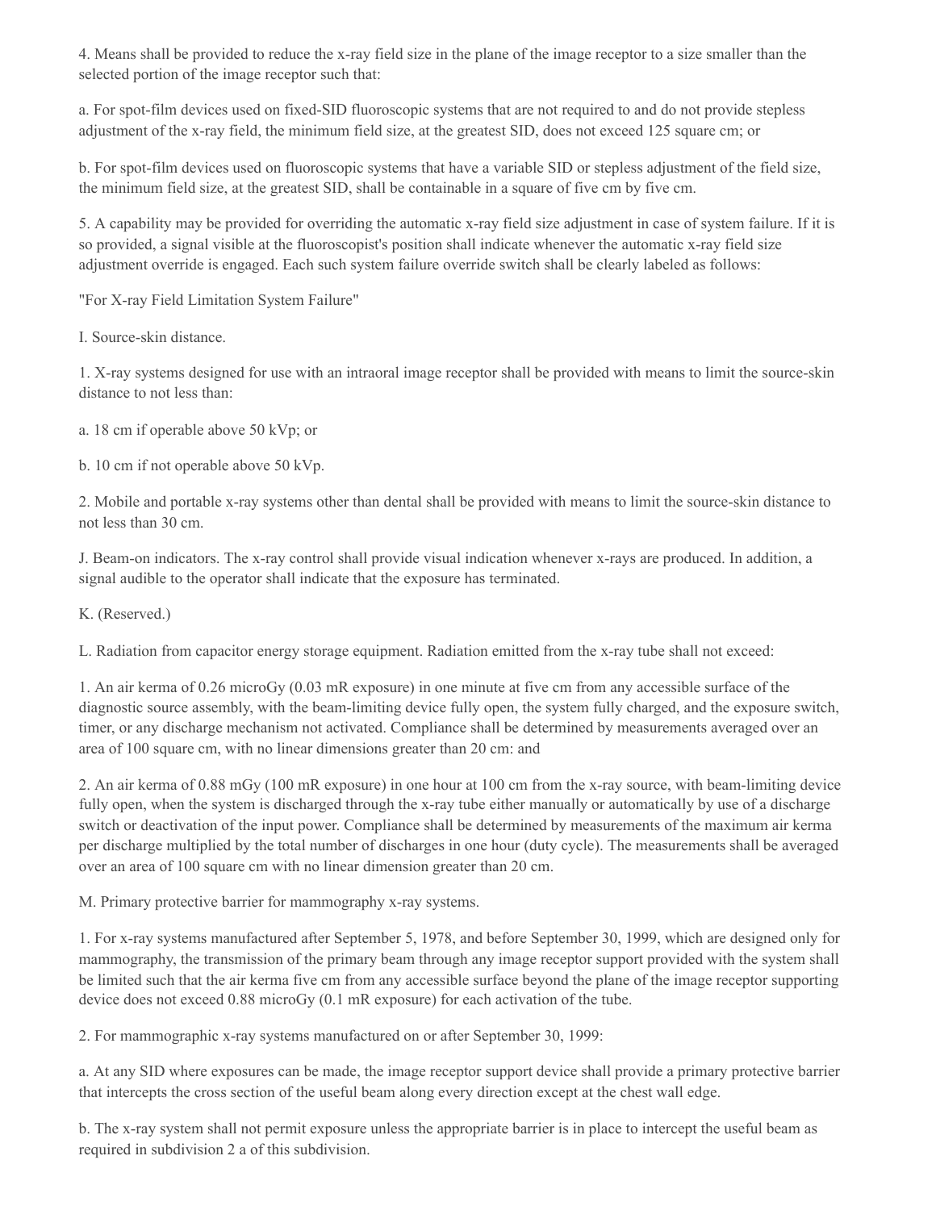4. Means shall be provided to reduce the x-ray field size in the plane of the image receptor to a size smaller than the selected portion of the image receptor such that:

a. For spot-film devices used on fixed-SID fluoroscopic systems that are not required to and do not provide stepless adjustment of the x-ray field, the minimum field size, at the greatest SID, does not exceed 125 square cm; or

b. For spot-film devices used on fluoroscopic systems that have a variable SID or stepless adjustment of the field size, the minimum field size, at the greatest SID, shall be containable in a square of five cm by five cm.

5. A capability may be provided for overriding the automatic x-ray field size adjustment in case of system failure. If it is so provided, a signal visible at the fluoroscopist's position shall indicate whenever the automatic x-ray field size adjustment override is engaged. Each such system failure override switch shall be clearly labeled as follows:

"For X-ray Field Limitation System Failure"

I. Source-skin distance.

1. X-ray systems designed for use with an intraoral image receptor shall be provided with means to limit the source-skin distance to not less than:

a. 18 cm if operable above 50 kVp; or

b. 10 cm if not operable above 50 kVp.

2. Mobile and portable x-ray systems other than dental shall be provided with means to limit the source-skin distance to not less than 30 cm.

J. Beam-on indicators. The x-ray control shall provide visual indication whenever x-rays are produced. In addition, a signal audible to the operator shall indicate that the exposure has terminated.

K. (Reserved.)

L. Radiation from capacitor energy storage equipment. Radiation emitted from the x-ray tube shall not exceed:

1. An air kerma of 0.26 microGy (0.03 mR exposure) in one minute at five cm from any accessible surface of the diagnostic source assembly, with the beam-limiting device fully open, the system fully charged, and the exposure switch, timer, or any discharge mechanism not activated. Compliance shall be determined by measurements averaged over an area of 100 square cm, with no linear dimensions greater than 20 cm: and

2. An air kerma of 0.88 mGy (100 mR exposure) in one hour at 100 cm from the x-ray source, with beam-limiting device fully open, when the system is discharged through the x-ray tube either manually or automatically by use of a discharge switch or deactivation of the input power. Compliance shall be determined by measurements of the maximum air kerma per discharge multiplied by the total number of discharges in one hour (duty cycle). The measurements shall be averaged over an area of 100 square cm with no linear dimension greater than 20 cm.

M. Primary protective barrier for mammography x-ray systems.

1. For x-ray systems manufactured after September 5, 1978, and before September 30, 1999, which are designed only for mammography, the transmission of the primary beam through any image receptor support provided with the system shall be limited such that the air kerma five cm from any accessible surface beyond the plane of the image receptor supporting device does not exceed 0.88 microGy (0.1 mR exposure) for each activation of the tube.

2. For mammographic x-ray systems manufactured on or after September 30, 1999:

a. At any SID where exposures can be made, the image receptor support device shall provide a primary protective barrier that intercepts the cross section of the useful beam along every direction except at the chest wall edge.

b. The x-ray system shall not permit exposure unless the appropriate barrier is in place to intercept the useful beam as required in subdivision 2 a of this subdivision.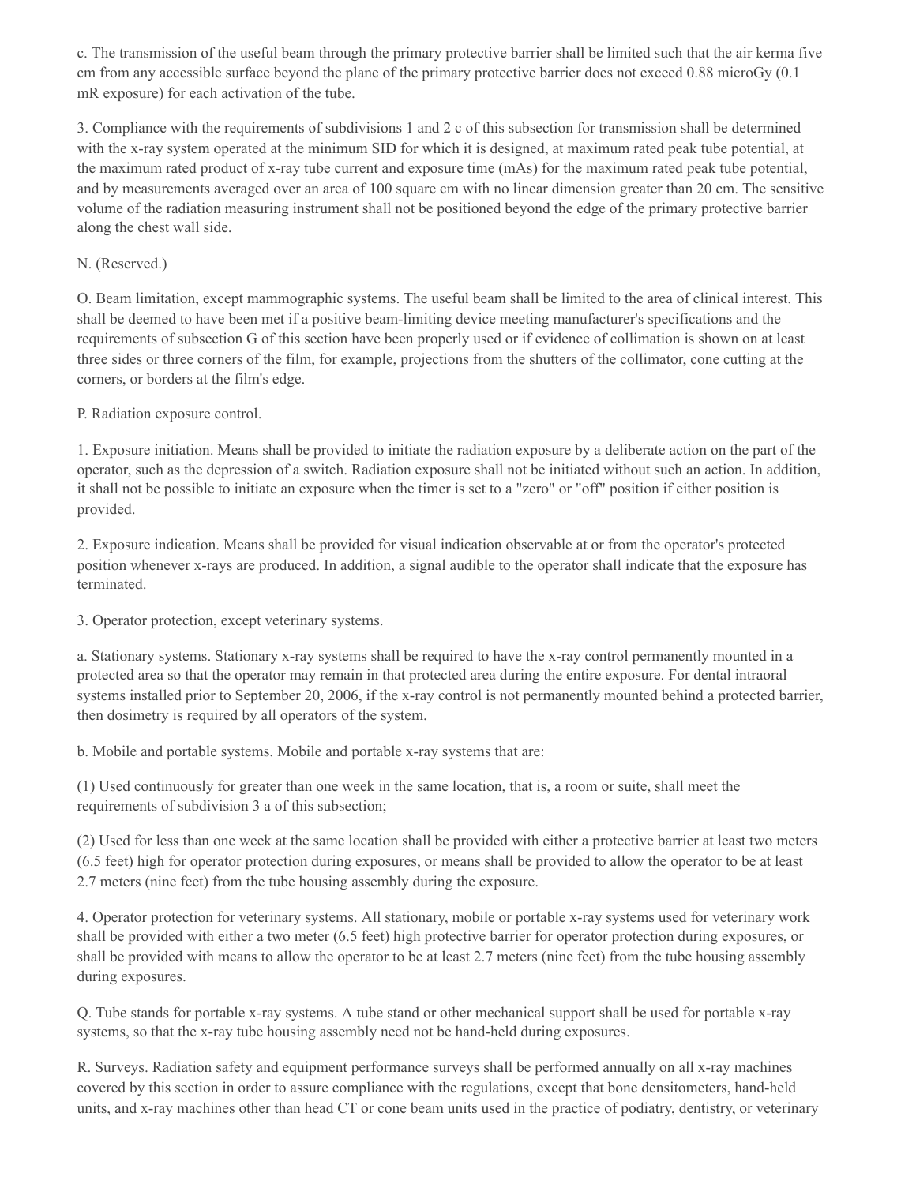c. The transmission of the useful beam through the primary protective barrier shall be limited such that the air kerma five cm from any accessible surface beyond the plane of the primary protective barrier does not exceed 0.88 microGy (0.1 mR exposure) for each activation of the tube.

3. Compliance with the requirements of subdivisions 1 and 2 c of this subsection for transmission shall be determined with the x-ray system operated at the minimum SID for which it is designed, at maximum rated peak tube potential, at the maximum rated product of x-ray tube current and exposure time (mAs) for the maximum rated peak tube potential, and by measurements averaged over an area of 100 square cm with no linear dimension greater than 20 cm. The sensitive volume of the radiation measuring instrument shall not be positioned beyond the edge of the primary protective barrier along the chest wall side.

N. (Reserved.)

O. Beam limitation, except mammographic systems. The useful beam shall be limited to the area of clinical interest. This shall be deemed to have been met if a positive beam-limiting device meeting manufacturer's specifications and the requirements of subsection G of this section have been properly used or if evidence of collimation is shown on at least three sides or three corners of the film, for example, projections from the shutters of the collimator, cone cutting at the corners, or borders at the film's edge.

P. Radiation exposure control.

1. Exposure initiation. Means shall be provided to initiate the radiation exposure by a deliberate action on the part of the operator, such as the depression of a switch. Radiation exposure shall not be initiated without such an action. In addition, it shall not be possible to initiate an exposure when the timer is set to a "zero" or "off" position if either position is provided.

2. Exposure indication. Means shall be provided for visual indication observable at or from the operator's protected position whenever x-rays are produced. In addition, a signal audible to the operator shall indicate that the exposure has terminated.

3. Operator protection, except veterinary systems.

a. Stationary systems. Stationary x-ray systems shall be required to have the x-ray control permanently mounted in a protected area so that the operator may remain in that protected area during the entire exposure. For dental intraoral systems installed prior to September 20, 2006, if the x-ray control is not permanently mounted behind a protected barrier, then dosimetry is required by all operators of the system.

b. Mobile and portable systems. Mobile and portable x-ray systems that are:

(1) Used continuously for greater than one week in the same location, that is, a room or suite, shall meet the requirements of subdivision 3 a of this subsection;

(2) Used for less than one week at the same location shall be provided with either a protective barrier at least two meters (6.5 feet) high for operator protection during exposures, or means shall be provided to allow the operator to be at least 2.7 meters (nine feet) from the tube housing assembly during the exposure.

4. Operator protection for veterinary systems. All stationary, mobile or portable x-ray systems used for veterinary work shall be provided with either a two meter (6.5 feet) high protective barrier for operator protection during exposures, or shall be provided with means to allow the operator to be at least 2.7 meters (nine feet) from the tube housing assembly during exposures.

Q. Tube stands for portable x-ray systems. A tube stand or other mechanical support shall be used for portable x-ray systems, so that the x-ray tube housing assembly need not be hand-held during exposures.

R. Surveys. Radiation safety and equipment performance surveys shall be performed annually on all x-ray machines covered by this section in order to assure compliance with the regulations, except that bone densitometers, hand-held units, and x-ray machines other than head CT or cone beam units used in the practice of podiatry, dentistry, or veterinary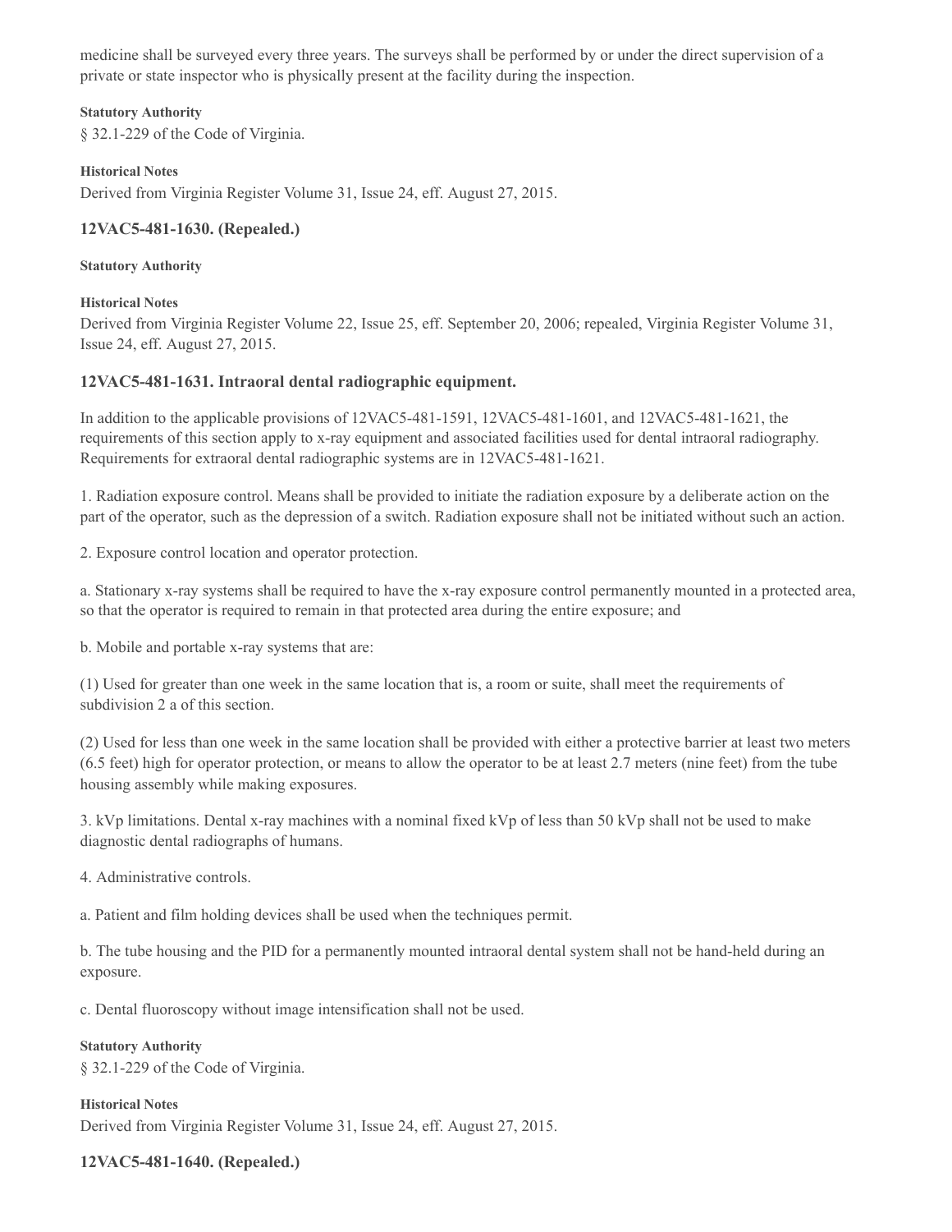medicine shall be surveyed every three years. The surveys shall be performed by or under the direct supervision of a private or state inspector who is physically present at the facility during the inspection.

**Statutory Authority**

§ 32.1-229 of the Code of Virginia.

**Historical Notes**

Derived from Virginia Register Volume 31, Issue 24, eff. August 27, 2015.

### 12VAC5-481-1630. (Repealed.)

**Statutory Authority**

**Historical Notes**

Derived from Virginia Register Volume 22, Issue 25, eff. September 20, 2006; repealed, Virginia Register Volume 31, Issue 24, eff. August 27, 2015.

### 12VAC5-481-1631. Intraoral dental radiographic equipment.

In addition to the applicable provisions of 12VAC5-481-1591, 12VAC5-481-1601, and 12VAC5-481-1621, the requirements of this section apply to x-ray equipment and associated facilities used for dental intraoral radiography. Requirements for extraoral dental radiographic systems are in 12VAC5-481-1621.

1. Radiation exposure control. Means shall be provided to initiate the radiation exposure by a deliberate action on the part of the operator, such as the depression of a switch. Radiation exposure shall not be initiated without such an action.

2. Exposure control location and operator protection.

a. Stationary x-ray systems shall be required to have the x-ray exposure control permanently mounted in a protected area, so that the operator is required to remain in that protected area during the entire exposure; and

b. Mobile and portable x-ray systems that are:

(1) Used for greater than one week in the same location that is, a room or suite, shall meet the requirements of subdivision 2 a of this section.

(2) Used for less than one week in the same location shall be provided with either a protective barrier at least two meters (6.5 feet) high for operator protection, or means to allow the operator to be at least 2.7 meters (nine feet) from the tube housing assembly while making exposures.

3. kVp limitations. Dental x-ray machines with a nominal fixed kVp of less than 50 kVp shall not be used to make diagnostic dental radiographs of humans.

4. Administrative controls.

a. Patient and film holding devices shall be used when the techniques permit.

b. The tube housing and the PID for a permanently mounted intraoral dental system shall not be hand-held during an exposure.

c. Dental fluoroscopy without image intensification shall not be used.

**Statutory Authority**

§ 32.1-229 of the Code of Virginia.

**Historical Notes**

Derived from Virginia Register Volume 31, Issue 24, eff. August 27, 2015.

### 12VAC5-481-1640. (Repealed.)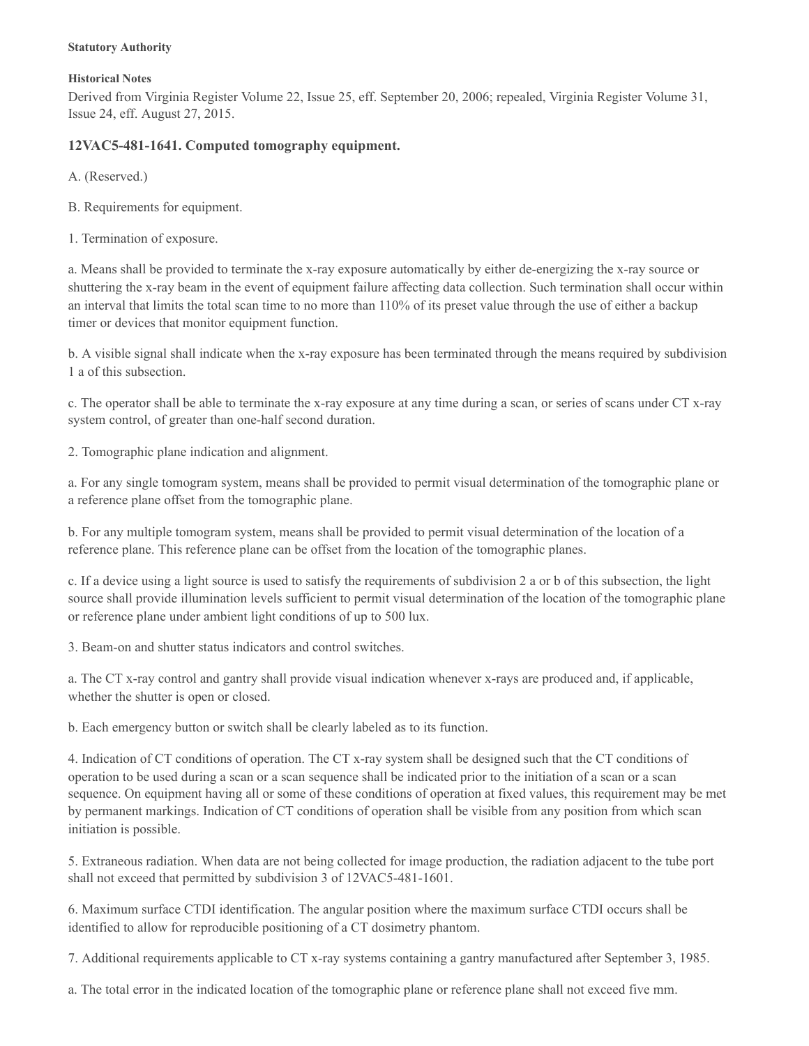**Statutory Authority**

**Historical Notes**

Derived from Virginia Register Volume 22, Issue 25, eff. September 20, 2006; repealed, Virginia Register Volume 31, Issue 24, eff. August 27, 2015.

### 12VAC5-481-1641. Computed tomography equipment.

A. (Reserved.)

B. Requirements for equipment.

1. Termination of exposure.

a. Means shall be provided to terminate the x-ray exposure automatically by either de-energizing the x-ray source or shuttering the x-ray beam in the event of equipment failure affecting data collection. Such termination shall occur within an interval that limits the total scan time to no more than 110% of its preset value through the use of either a backup timer or devices that monitor equipment function.

b. A visible signal shall indicate when the x-ray exposure has been terminated through the means required by subdivision 1 a of this subsection.

c. The operator shall be able to terminate the x-ray exposure at any time during a scan, or series of scans under CT x-ray system control, of greater than one-half second duration.

2. Tomographic plane indication and alignment.

a. For any single tomogram system, means shall be provided to permit visual determination of the tomographic plane or a reference plane offset from the tomographic plane.

b. For any multiple tomogram system, means shall be provided to permit visual determination of the location of a reference plane. This reference plane can be offset from the location of the tomographic planes.

c. If a device using a light source is used to satisfy the requirements of subdivision 2 a or b of this subsection, the light source shall provide illumination levels sufficient to permit visual determination of the location of the tomographic plane or reference plane under ambient light conditions of up to 500 lux.

3. Beam-on and shutter status indicators and control switches.

a. The CT x-ray control and gantry shall provide visual indication whenever x-rays are produced and, if applicable, whether the shutter is open or closed.

b. Each emergency button or switch shall be clearly labeled as to its function.

4. Indication of CT conditions of operation. The CT x-ray system shall be designed such that the CT conditions of operation to be used during a scan or a scan sequence shall be indicated prior to the initiation of a scan or a scan sequence. On equipment having all or some of these conditions of operation at fixed values, this requirement may be met by permanent markings. Indication of CT conditions of operation shall be visible from any position from which scan initiation is possible.

5. Extraneous radiation. When data are not being collected for image production, the radiation adjacent to the tube port shall not exceed that permitted by subdivision 3 of 12VAC5-481-1601.

6. Maximum surface CTDI identification. The angular position where the maximum surface CTDI occurs shall be identified to allow for reproducible positioning of a CT dosimetry phantom.

7. Additional requirements applicable to CT x-ray systems containing a gantry manufactured after September 3, 1985.

a. The total error in the indicated location of the tomographic plane or reference plane shall not exceed five mm.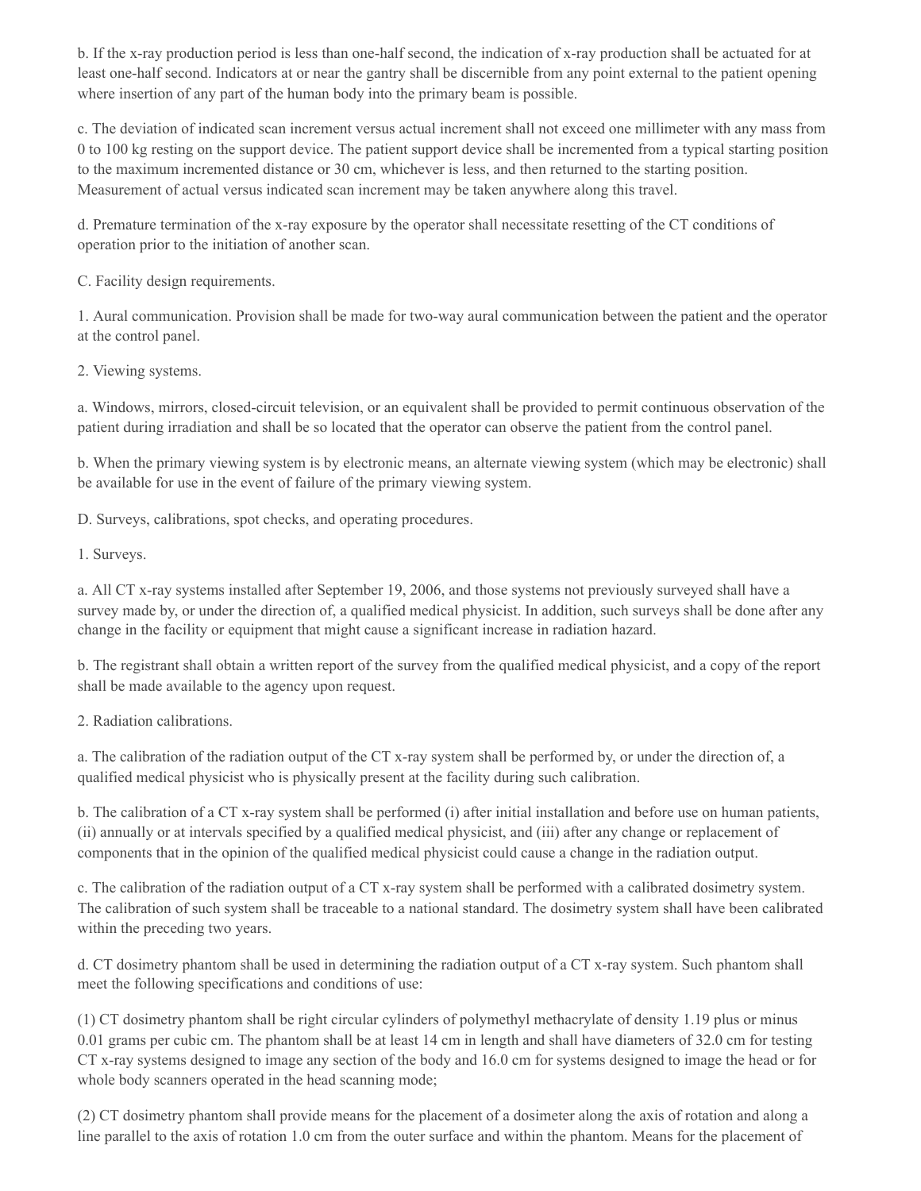b. If the x-ray production period is less than one-half second, the indication of x-ray production shall be actuated for at least one-half second. Indicators at or near the gantry shall be discernible from any point external to the patient opening where insertion of any part of the human body into the primary beam is possible.

c. The deviation of indicated scan increment versus actual increment shall not exceed one millimeter with any mass from 0 to 100 kg resting on the support device. The patient support device shall be incremented from a typical starting position to the maximum incremented distance or 30 cm, whichever is less, and then returned to the starting position. Measurement of actual versus indicated scan increment may be taken anywhere along this travel.

d. Premature termination of the x-ray exposure by the operator shall necessitate resetting of the CT conditions of operation prior to the initiation of another scan.

C. Facility design requirements.

1. Aural communication. Provision shall be made for two-way aural communication between the patient and the operator at the control panel.

2. Viewing systems.

a. Windows, mirrors, closed-circuit television, or an equivalent shall be provided to permit continuous observation of the patient during irradiation and shall be so located that the operator can observe the patient from the control panel.

b. When the primary viewing system is by electronic means, an alternate viewing system (which may be electronic) shall be available for use in the event of failure of the primary viewing system.

D. Surveys, calibrations, spot checks, and operating procedures.

1. Surveys.

a. All CT x-ray systems installed after September 19, 2006, and those systems not previously surveyed shall have a survey made by, or under the direction of, a qualified medical physicist. In addition, such surveys shall be done after any change in the facility or equipment that might cause a significant increase in radiation hazard.

b. The registrant shall obtain a written report of the survey from the qualified medical physicist, and a copy of the report shall be made available to the agency upon request.

2. Radiation calibrations.

a. The calibration of the radiation output of the CT x-ray system shall be performed by, or under the direction of, a qualified medical physicist who is physically present at the facility during such calibration.

b. The calibration of a CT x-ray system shall be performed (i) after initial installation and before use on human patients, (ii) annually or at intervals specified by a qualified medical physicist, and (iii) after any change or replacement of components that in the opinion of the qualified medical physicist could cause a change in the radiation output.

c. The calibration of the radiation output of a CT x-ray system shall be performed with a calibrated dosimetry system. The calibration of such system shall be traceable to a national standard. The dosimetry system shall have been calibrated within the preceding two years.

d. CT dosimetry phantom shall be used in determining the radiation output of a CT x-ray system. Such phantom shall meet the following specifications and conditions of use:

(1) CT dosimetry phantom shall be right circular cylinders of polymethyl methacrylate of density 1.19 plus or minus 0.01 grams per cubic cm. The phantom shall be at least 14 cm in length and shall have diameters of 32.0 cm for testing CT x-ray systems designed to image any section of the body and 16.0 cm for systems designed to image the head or for whole body scanners operated in the head scanning mode;

(2) CT dosimetry phantom shall provide means for the placement of a dosimeter along the axis of rotation and along a line parallel to the axis of rotation 1.0 cm from the outer surface and within the phantom. Means for the placement of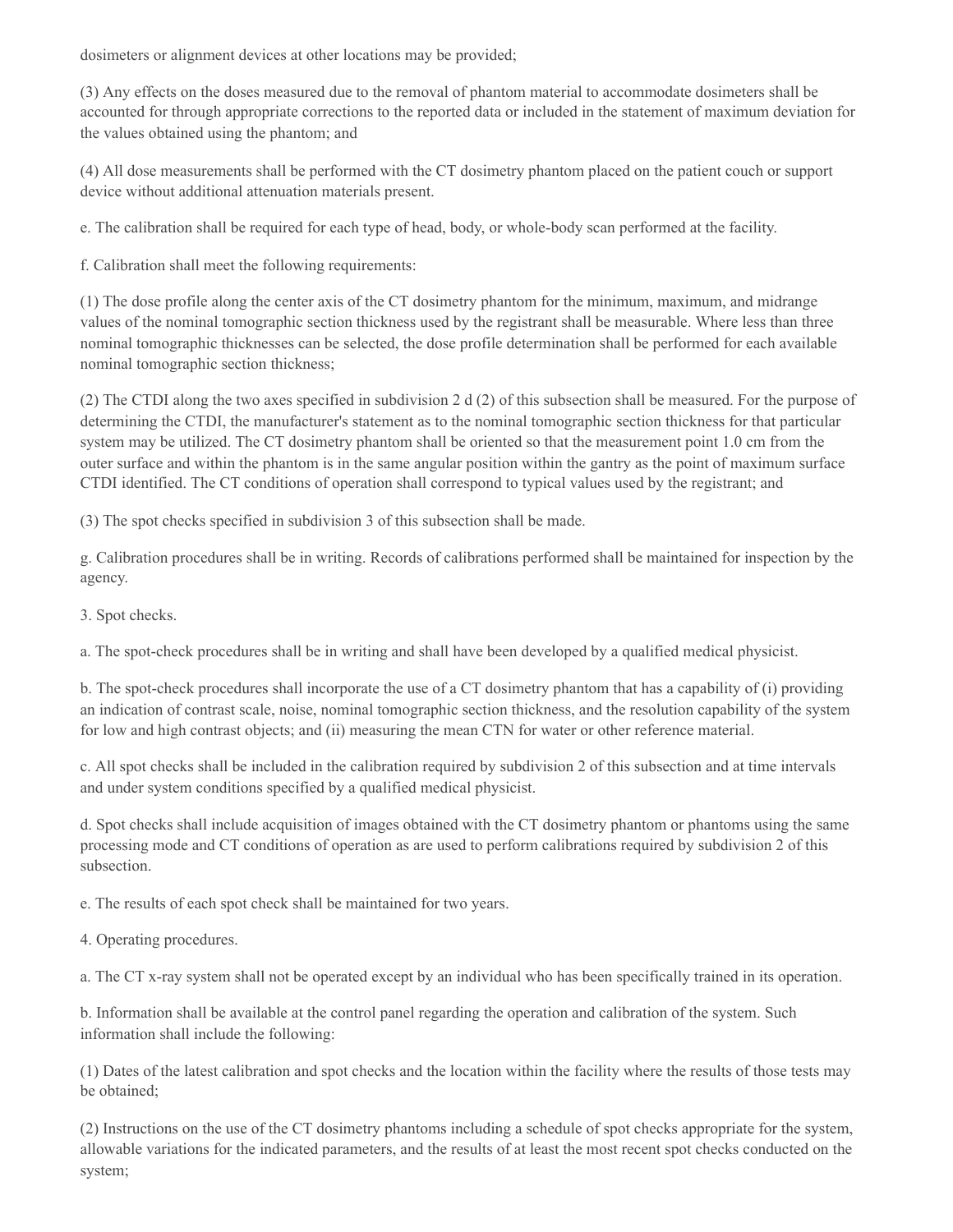dosimeters or alignment devices at other locations may be provided;

(3) Any effects on the doses measured due to the removal of phantom material to accommodate dosimeters shall be accounted for through appropriate corrections to the reported data or included in the statement of maximum deviation for the values obtained using the phantom; and

(4) All dose measurements shall be performed with the CT dosimetry phantom placed on the patient couch or support device without additional attenuation materials present.

e. The calibration shall be required for each type of head, body, or whole-body scan performed at the facility.

f. Calibration shall meet the following requirements:

(1) The dose profile along the center axis of the CT dosimetry phantom for the minimum, maximum, and midrange values of the nominal tomographic section thickness used by the registrant shall be measurable. Where less than three nominal tomographic thicknesses can be selected, the dose profile determination shall be performed for each available nominal tomographic section thickness;

(2) The CTDI along the two axes specified in subdivision 2 d (2) of this subsection shall be measured. For the purpose of determining the CTDI, the manufacturer's statement as to the nominal tomographic section thickness for that particular system may be utilized. The CT dosimetry phantom shall be oriented so that the measurement point 1.0 cm from the outer surface and within the phantom is in the same angular position within the gantry as the point of maximum surface CTDI identified. The CT conditions of operation shall correspond to typical values used by the registrant; and

(3) The spot checks specified in subdivision 3 of this subsection shall be made.

g. Calibration procedures shall be in writing. Records of calibrations performed shall be maintained for inspection by the agency.

3. Spot checks.

a. The spot-check procedures shall be in writing and shall have been developed by a qualified medical physicist.

b. The spot-check procedures shall incorporate the use of a CT dosimetry phantom that has a capability of (i) providing an indication of contrast scale, noise, nominal tomographic section thickness, and the resolution capability of the system for low and high contrast objects; and (ii) measuring the mean CTN for water or other reference material.

c. All spot checks shall be included in the calibration required by subdivision 2 of this subsection and at time intervals and under system conditions specified by a qualified medical physicist.

d. Spot checks shall include acquisition of images obtained with the CT dosimetry phantom or phantoms using the same processing mode and CT conditions of operation as are used to perform calibrations required by subdivision 2 of this subsection.

e. The results of each spot check shall be maintained for two years.

4. Operating procedures.

a. The CT x-ray system shall not be operated except by an individual who has been specifically trained in its operation.

b. Information shall be available at the control panel regarding the operation and calibration of the system. Such information shall include the following:

(1) Dates of the latest calibration and spot checks and the location within the facility where the results of those tests may be obtained;

(2) Instructions on the use of the CT dosimetry phantoms including a schedule of spot checks appropriate for the system, allowable variations for the indicated parameters, and the results of at least the most recent spot checks conducted on the system;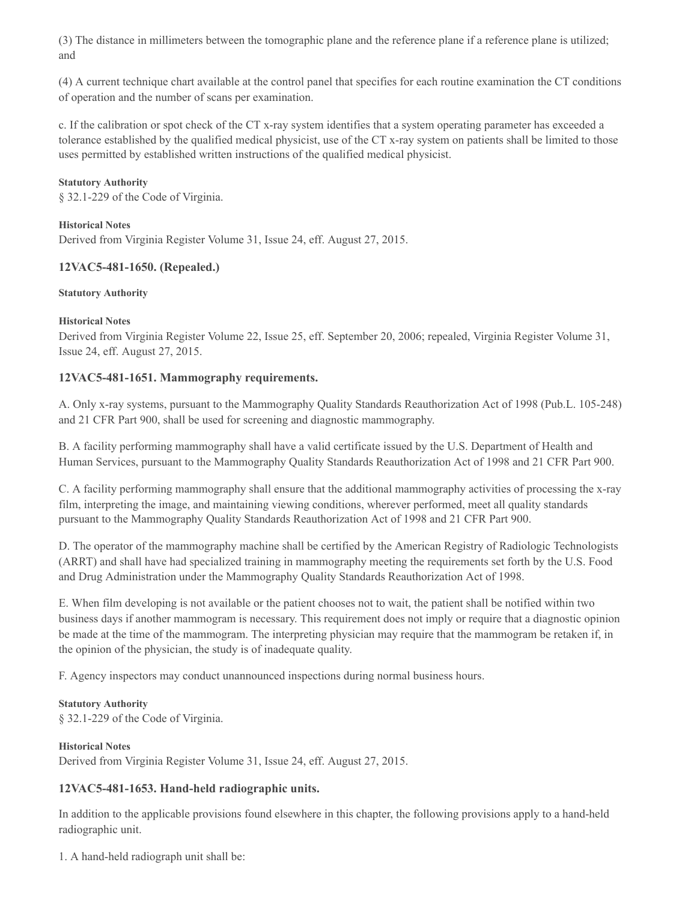(3) The distance in millimeters between the tomographic plane and the reference plane if a reference plane is utilized; and

(4) A current technique chart available at the control panel that specifies for each routine examination the CT conditions of operation and the number of scans per examination.

c. If the calibration or spot check of the CT x-ray system identifies that a system operating parameter has exceeded a tolerance established by the qualified medical physicist, use of the CT x-ray system on patients shall be limited to those uses permitted by established written instructions of the qualified medical physicist.

**Statutory Authority**

§ 32.1-229 of the Code of Virginia.

**Historical Notes**

Derived from Virginia Register Volume 31, Issue 24, eff. August 27, 2015.

### 12VAC5-481-1650. (Repealed.)

**Statutory Authority**

**Historical Notes**

Derived from Virginia Register Volume 22, Issue 25, eff. September 20, 2006; repealed, Virginia Register Volume 31, Issue 24, eff. August 27, 2015.

### 12VAC5-481-1651. Mammography requirements.

A. Only x-ray systems, pursuant to the Mammography Quality Standards Reauthorization Act of 1998 (Pub.L. 105-248) and 21 CFR Part 900, shall be used for screening and diagnostic mammography.

B. A facility performing mammography shall have a valid certificate issued by the U.S. Department of Health and Human Services, pursuant to the Mammography Quality Standards Reauthorization Act of 1998 and 21 CFR Part 900.

C. A facility performing mammography shall ensure that the additional mammography activities of processing the x-ray film, interpreting the image, and maintaining viewing conditions, wherever performed, meet all quality standards pursuant to the Mammography Quality Standards Reauthorization Act of 1998 and 21 CFR Part 900.

D. The operator of the mammography machine shall be certified by the American Registry of Radiologic Technologists (ARRT) and shall have had specialized training in mammography meeting the requirements set forth by the U.S. Food and Drug Administration under the Mammography Quality Standards Reauthorization Act of 1998.

E. When film developing is not available or the patient chooses not to wait, the patient shall be notified within two business days if another mammogram is necessary. This requirement does not imply or require that a diagnostic opinion be made at the time of the mammogram. The interpreting physician may require that the mammogram be retaken if, in the opinion of the physician, the study is of inadequate quality.

F. Agency inspectors may conduct unannounced inspections during normal business hours.

**Statutory Authority**

§ 32.1-229 of the Code of Virginia.

**Historical Notes**

Derived from Virginia Register Volume 31, Issue 24, eff. August 27, 2015.

### 12VAC5-481-1653. Hand-held radiographic units.

In addition to the applicable provisions found elsewhere in this chapter, the following provisions apply to a hand-held radiographic unit.

1. A hand-held radiograph unit shall be: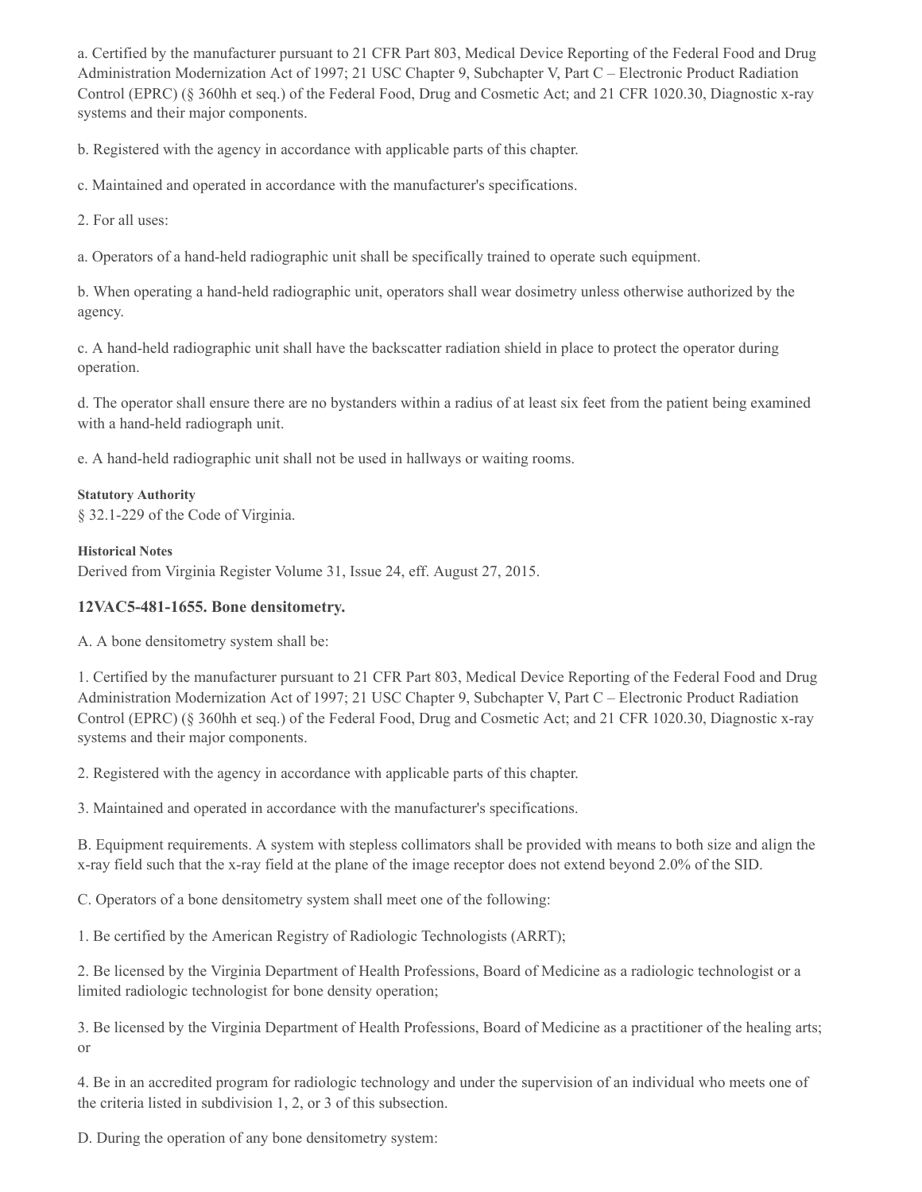a. Certified by the manufacturer pursuant to 21 CFR Part 803, Medical Device Reporting of the Federal Food and Drug Administration Modernization Act of 1997; 21 USC Chapter 9, Subchapter V, Part C – Electronic Product Radiation Control (EPRC) (§ 360hh et seq.) of the Federal Food, Drug and Cosmetic Act; and 21 CFR 1020.30, Diagnostic x-ray systems and their major components.

b. Registered with the agency in accordance with applicable parts of this chapter.

c. Maintained and operated in accordance with the manufacturer's specifications.

2. For all uses:

a. Operators of a hand-held radiographic unit shall be specifically trained to operate such equipment.

b. When operating a hand-held radiographic unit, operators shall wear dosimetry unless otherwise authorized by the agency.

c. A hand-held radiographic unit shall have the backscatter radiation shield in place to protect the operator during operation.

d. The operator shall ensure there are no bystanders within a radius of at least six feet from the patient being examined with a hand-held radiograph unit.

e. A hand-held radiographic unit shall not be used in hallways or waiting rooms.

**Statutory Authority**

§ 32.1-229 of the Code of Virginia.

**Historical Notes**

Derived from Virginia Register Volume 31, Issue 24, eff. August 27, 2015.

### 12VAC5-481-1655. Bone densitometry.

A. A bone densitometry system shall be:

1. Certified by the manufacturer pursuant to 21 CFR Part 803, Medical Device Reporting of the Federal Food and Drug Administration Modernization Act of 1997; 21 USC Chapter 9, Subchapter V, Part C – Electronic Product Radiation Control (EPRC) (§ 360hh et seq.) of the Federal Food, Drug and Cosmetic Act; and 21 CFR 1020.30, Diagnostic x-ray systems and their major components.

2. Registered with the agency in accordance with applicable parts of this chapter.

3. Maintained and operated in accordance with the manufacturer's specifications.

B. Equipment requirements. A system with stepless collimators shall be provided with means to both size and align the x-ray field such that the x-ray field at the plane of the image receptor does not extend beyond 2.0% of the SID.

C. Operators of a bone densitometry system shall meet one of the following:

1. Be certified by the American Registry of Radiologic Technologists (ARRT);

2. Be licensed by the Virginia Department of Health Professions, Board of Medicine as a radiologic technologist or a limited radiologic technologist for bone density operation;

3. Be licensed by the Virginia Department of Health Professions, Board of Medicine as a practitioner of the healing arts; or

4. Be in an accredited program for radiologic technology and under the supervision of an individual who meets one of the criteria listed in subdivision 1, 2, or 3 of this subsection.

D. During the operation of any bone densitometry system: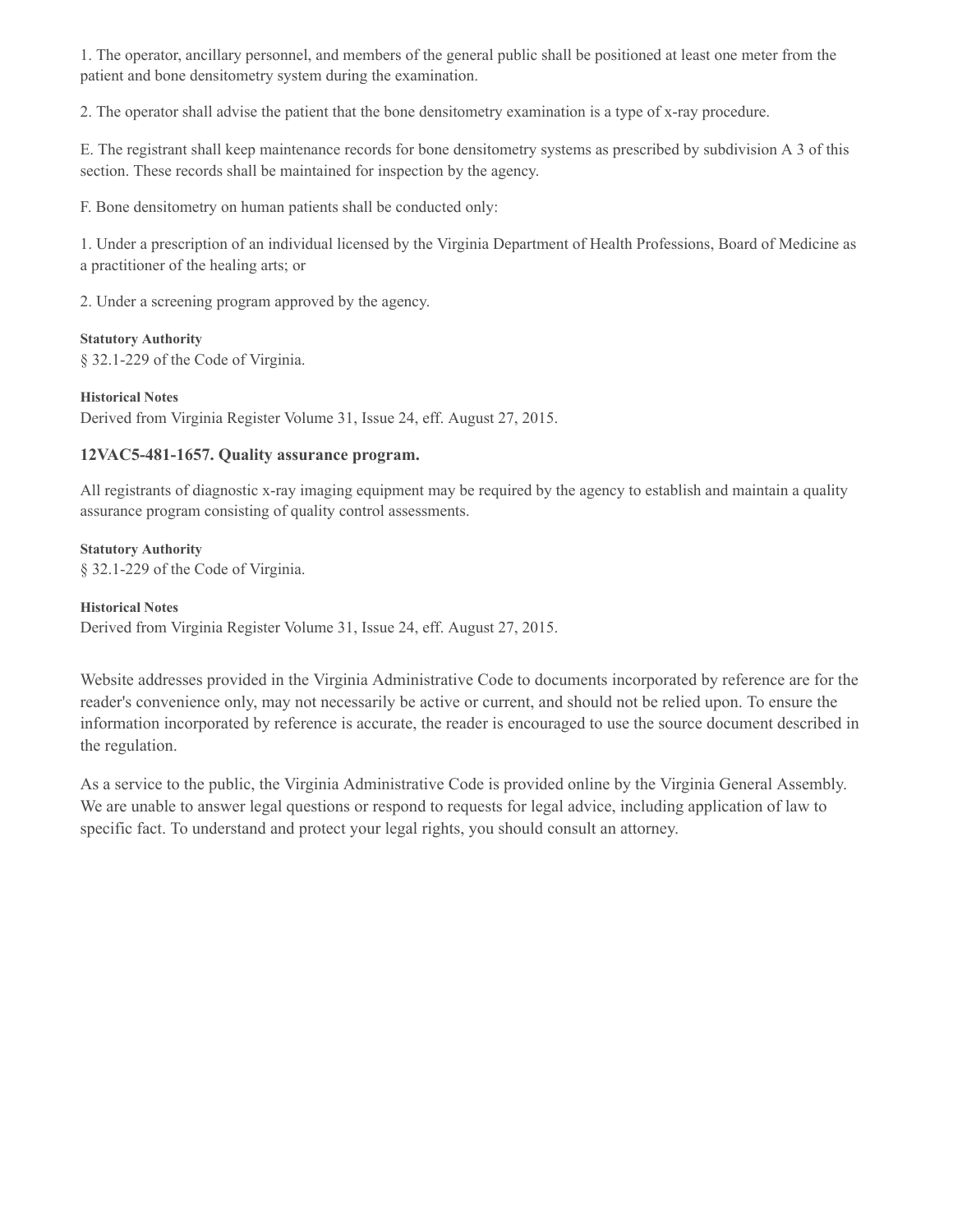1. The operator, ancillary personnel, and members of the general public shall be positioned at least one meter from the patient and bone densitometry system during the examination.

2. The operator shall advise the patient that the bone densitometry examination is a type of x-ray procedure.

E. The registrant shall keep maintenance records for bone densitometry systems as prescribed by subdivision A 3 of this section. These records shall be maintained for inspection by the agency.

F. Bone densitometry on human patients shall be conducted only:

1. Under a prescription of an individual licensed by the Virginia Department of Health Professions, Board of Medicine as a practitioner of the healing arts; or

2. Under a screening program approved by the agency.

**Statutory Authority**
§ 32.1-229 of the Code of Virginia.

**Historical Notes**
Derived from Virginia Register Volume 31, Issue 24, eff. August 27, 2015.

### 12VAC5-481-1657. Quality assurance program.

All registrants of diagnostic x-ray imaging equipment may be required by the agency to establish and maintain a quality assurance program consisting of quality control assessments.

**Statutory Authority**
§ 32.1-229 of the Code of Virginia.

**Historical Notes**
Derived from Virginia Register Volume 31, Issue 24, eff. August 27, 2015.

Website addresses provided in the Virginia Administrative Code to documents incorporated by reference are for the reader's convenience only, may not necessarily be active or current, and should not be relied upon. To ensure the information incorporated by reference is accurate, the reader is encouraged to use the source document described in the regulation.

As a service to the public, the Virginia Administrative Code is provided online by the Virginia General Assembly. We are unable to answer legal questions or respond to requests for legal advice, including application of law to specific fact. To understand and protect your legal rights, you should consult an attorney.